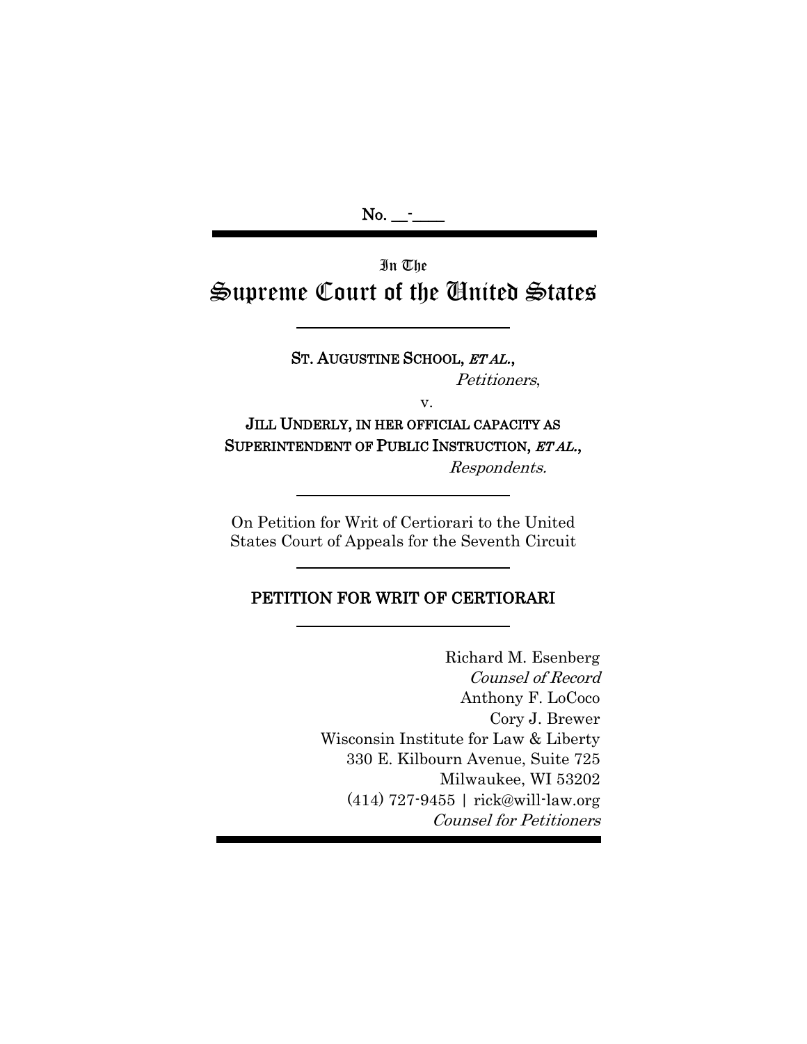No. __-____

In The

# Supreme Court of the United States

ST. AUGUSTINE SCHOOL, *ET AL.*,

*Petitioners*,

v.

JILL UNDERLY, IN HER OFFICIAL CAPACITY AS SUPERINTENDENT OF PUBLIC INSTRUCTION, *ET AL.*,

*Respondents.*

On Petition for Writ of Certiorari to the United States Court of Appeals for the Seventh Circuit

## PETITION FOR WRIT OF CERTIORARI

Richard M. Esenberg
*Counsel of Record*
Anthony F. LoCoco
Cory J. Brewer
Wisconsin Institute for Law & Liberty
330 E. Kilbourn Avenue, Suite 725
Milwaukee, WI 53202
(414) 727-9455 | rick@will-law.org
*Counsel for Petitioners*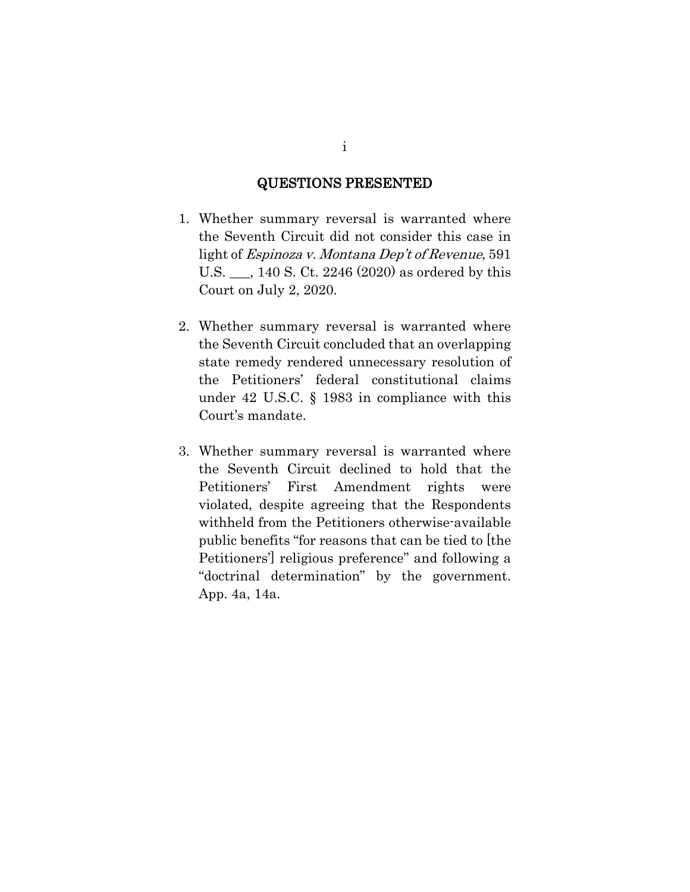## QUESTIONS PRESENTED

1. Whether summary reversal is warranted where the Seventh Circuit did not consider this case in light of *Espinoza v. Montana Dep't of Revenue*, 591 U.S. ___, 140 S. Ct. 2246 (2020) as ordered by this Court on July 2, 2020.

2. Whether summary reversal is warranted where the Seventh Circuit concluded that an overlapping state remedy rendered unnecessary resolution of the Petitioners' federal constitutional claims under 42 U.S.C. § 1983 in compliance with this Court's mandate.

3. Whether summary reversal is warranted where the Seventh Circuit declined to hold that the Petitioners' First Amendment rights were violated, despite agreeing that the Respondents withheld from the Petitioners otherwise-available public benefits "for reasons that can be tied to [the Petitioners'] religious preference" and following a "doctrinal determination" by the government. App. 4a, 14a.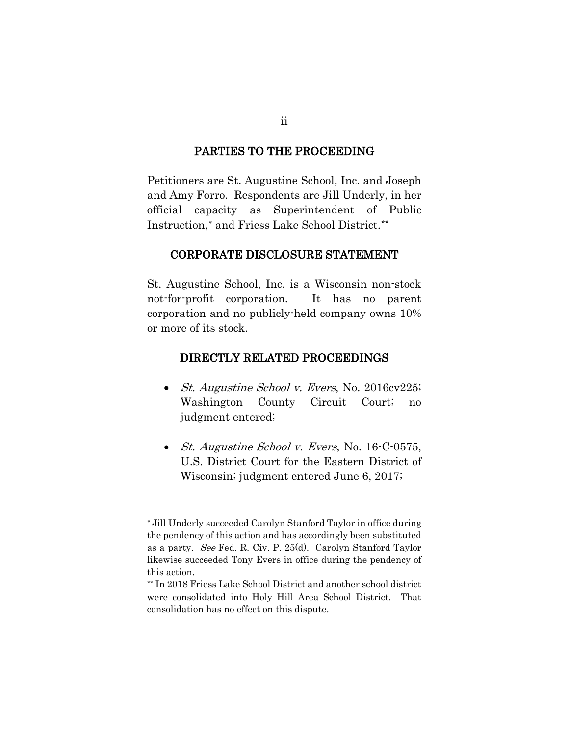## PARTIES TO THE PROCEEDING

Petitioners are St. Augustine School, Inc. and Joseph and Amy Forro. Respondents are Jill Underly, in her official capacity as Superintendent of Public Instruction,* and Friess Lake School District.**

## CORPORATE DISCLOSURE STATEMENT

St. Augustine School, Inc. is a Wisconsin non-stock not-for-profit corporation. It has no parent corporation and no publicly-held company owns 10% or more of its stock.

## DIRECTLY RELATED PROCEEDINGS

- *St. Augustine School v. Evers*, No. 2016cv225; Washington County Circuit Court; no judgment entered;
- *St. Augustine School v. Evers*, No. 16-C-0575, U.S. District Court for the Eastern District of Wisconsin; judgment entered June 6, 2017;

---

* Jill Underly succeeded Carolyn Stanford Taylor in office during the pendency of this action and has accordingly been substituted as a party. *See* Fed. R. Civ. P. 25(d). Carolyn Stanford Taylor likewise succeeded Tony Evers in office during the pendency of this action.

** In 2018 Friess Lake School District and another school district were consolidated into Holy Hill Area School District. That consolidation has no effect on this dispute.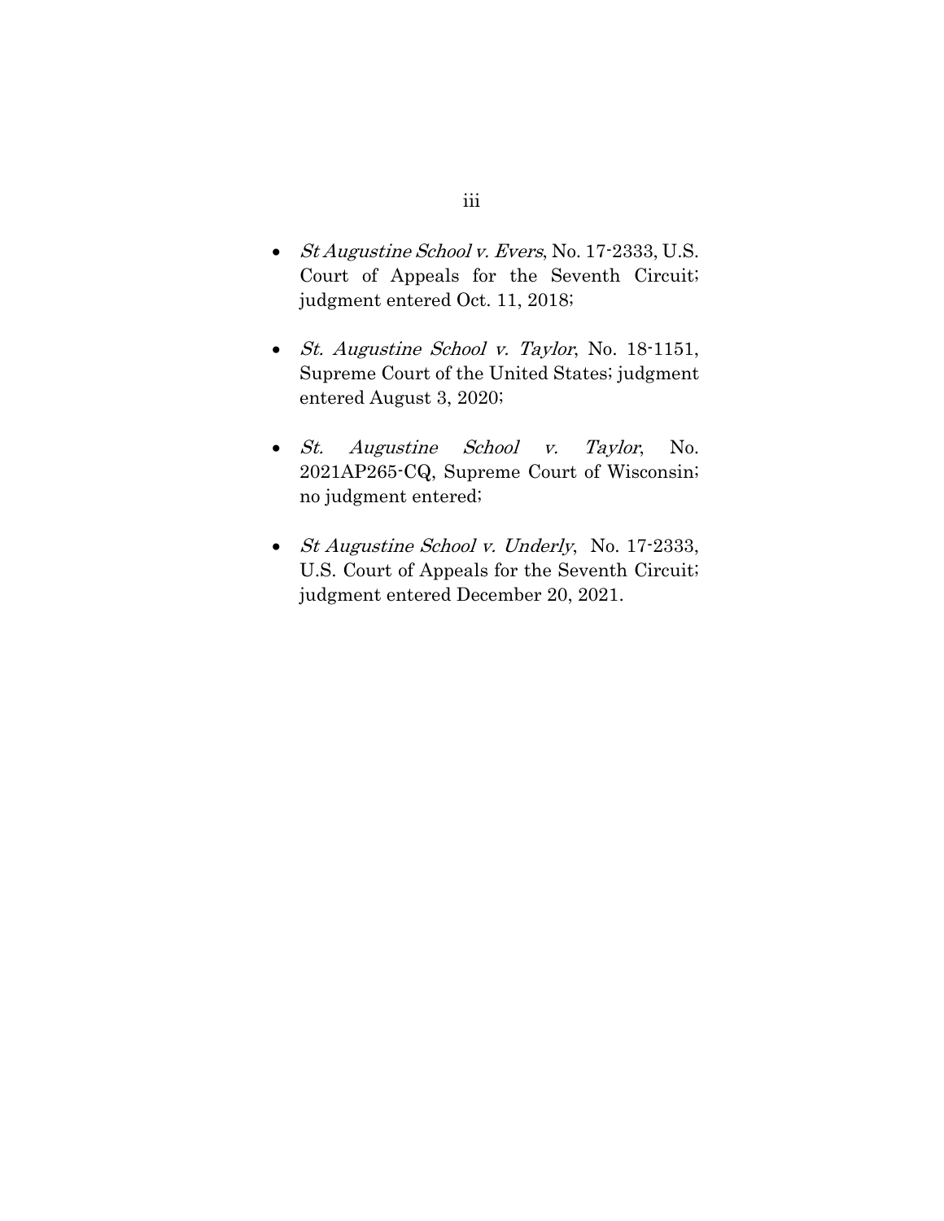- *St Augustine School v. Evers*, No. 17-2333, U.S. Court of Appeals for the Seventh Circuit; judgment entered Oct. 11, 2018;

- *St. Augustine School v. Taylor*, No. 18-1151, Supreme Court of the United States; judgment entered August 3, 2020;

- *St. Augustine School v. Taylor*, No. 2021AP265-CQ, Supreme Court of Wisconsin; no judgment entered;

- *St Augustine School v. Underly*, No. 17-2333, U.S. Court of Appeals for the Seventh Circuit; judgment entered December 20, 2021.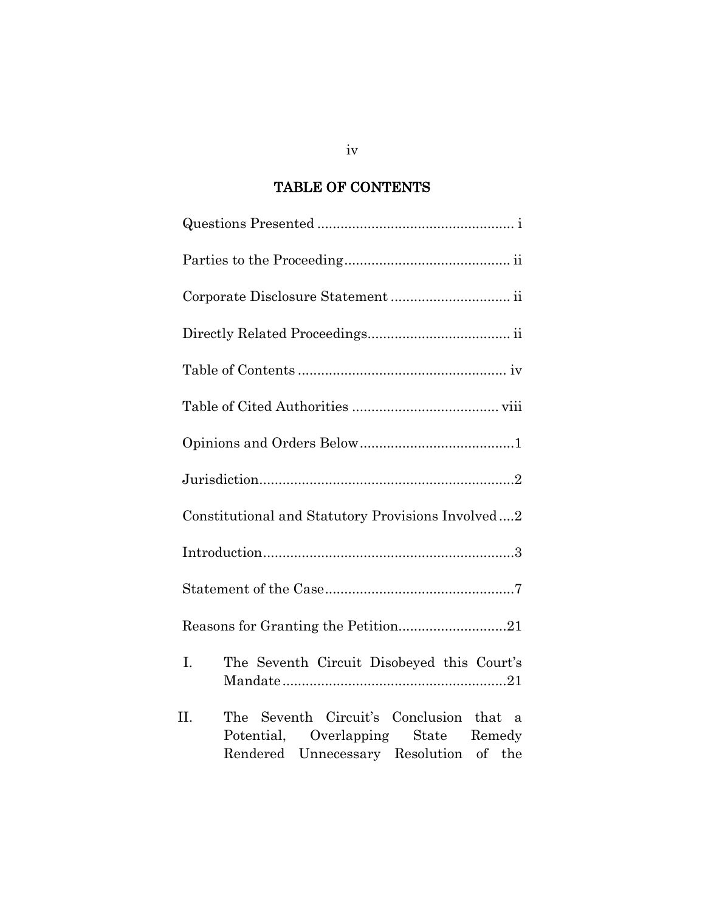# TABLE OF CONTENTS

Questions Presented .................................................. i

Parties to the Proceeding .......................................... ii

Corporate Disclosure Statement .............................. ii

Directly Related Proceedings .................................... ii

Table of Contents ..................................................... iv

Table of Cited Authorities ..................................... viii

Opinions and Orders Below .......................................1

Jurisdiction.................................................................2

Constitutional and Statutory Provisions Involved ....2

Introduction ................................................................3

Statement of the Case ................................................7

Reasons for Granting the Petition ...........................21

I. The Seventh Circuit Disobeyed this Court's Mandate .........................................................21

II. The Seventh Circuit's Conclusion that a Potential, Overlapping State Remedy Rendered Unnecessary Resolution of the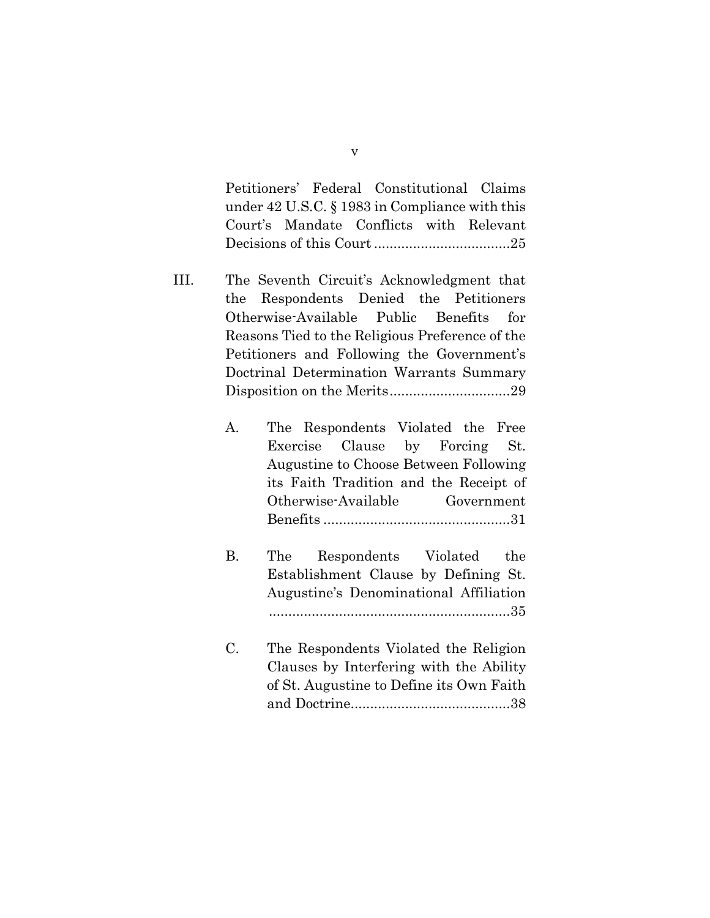Petitioners' Federal Constitutional Claims under 42 U.S.C. § 1983 in Compliance with this Court's Mandate Conflicts with Relevant Decisions of this Court ....................................25

III. The Seventh Circuit's Acknowledgment that the Respondents Denied the Petitioners Otherwise-Available Public Benefits for Reasons Tied to the Religious Preference of the Petitioners and Following the Government's Doctrinal Determination Warrants Summary Disposition on the Merits................................29

   A. The Respondents Violated the Free Exercise Clause by Forcing St. Augustine to Choose Between Following its Faith Tradition and the Receipt of Otherwise-Available Government Benefits ..................................................31

   B. The Respondents Violated the Establishment Clause by Defining St. Augustine's Denominational Affiliation ...............................................................35

   C. The Respondents Violated the Religion Clauses by Interfering with the Ability of St. Augustine to Define its Own Faith and Doctrine..........................................38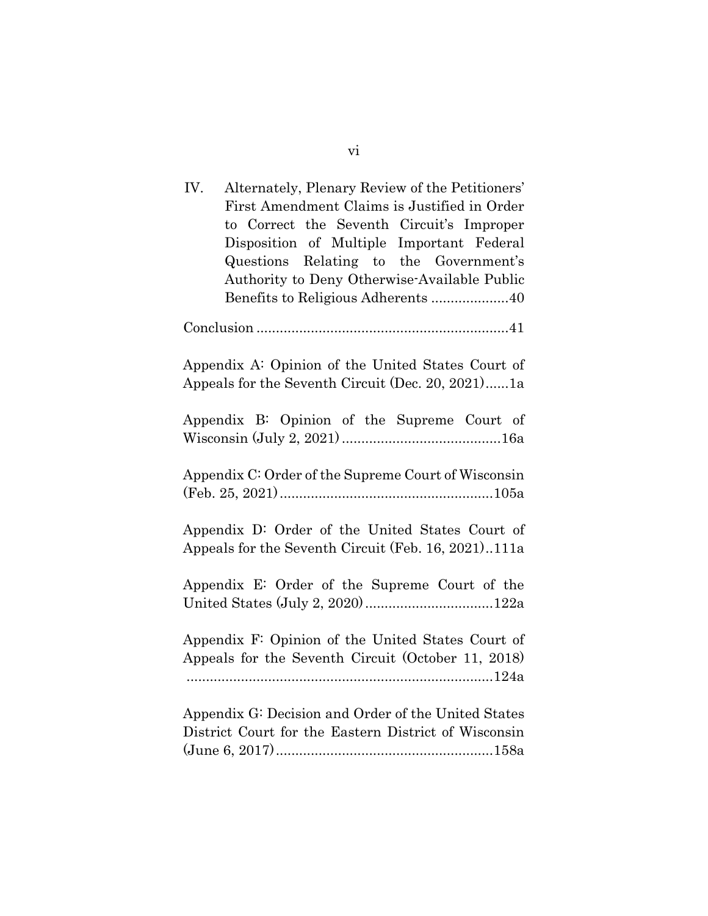IV. Alternately, Plenary Review of the Petitioners' First Amendment Claims is Justified in Order to Correct the Seventh Circuit's Improper Disposition of Multiple Important Federal Questions Relating to the Government's Authority to Deny Otherwise-Available Public Benefits to Religious Adherents ....................40

Conclusion .................................................................41

Appendix A: Opinion of the United States Court of Appeals for the Seventh Circuit (Dec. 20, 2021)......1a

Appendix B: Opinion of the Supreme Court of Wisconsin (July 2, 2021) .........................................16a

Appendix C: Order of the Supreme Court of Wisconsin (Feb. 25, 2021).......................................................105a

Appendix D: Order of the United States Court of Appeals for the Seventh Circuit (Feb. 16, 2021)..111a

Appendix E: Order of the Supreme Court of the United States (July 2, 2020).................................122a

Appendix F: Opinion of the United States Court of Appeals for the Seventh Circuit (October 11, 2018) ...............................................................................124a

Appendix G: Decision and Order of the United States District Court for the Eastern District of Wisconsin (June 6, 2017)........................................................158a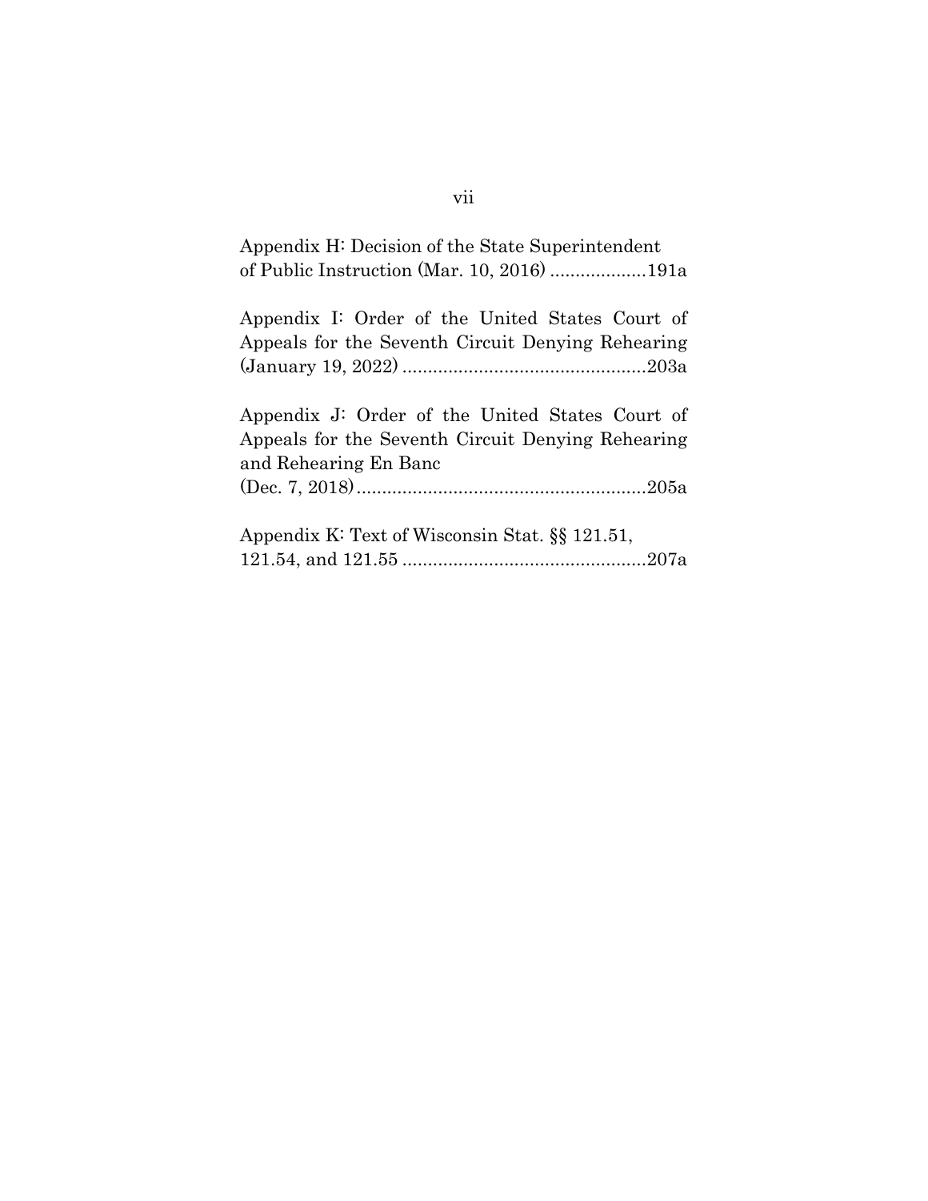Appendix H: Decision of the State Superintendent of Public Instruction (Mar. 10, 2016) ..................191a

Appendix I: Order of the United States Court of Appeals for the Seventh Circuit Denying Rehearing (January 19, 2022) ...............................................203a

Appendix J: Order of the United States Court of Appeals for the Seventh Circuit Denying Rehearing and Rehearing En Banc (Dec. 7, 2018)........................................................205a

Appendix K: Text of Wisconsin Stat. §§ 121.51, 121.54, and 121.55 ...............................................207a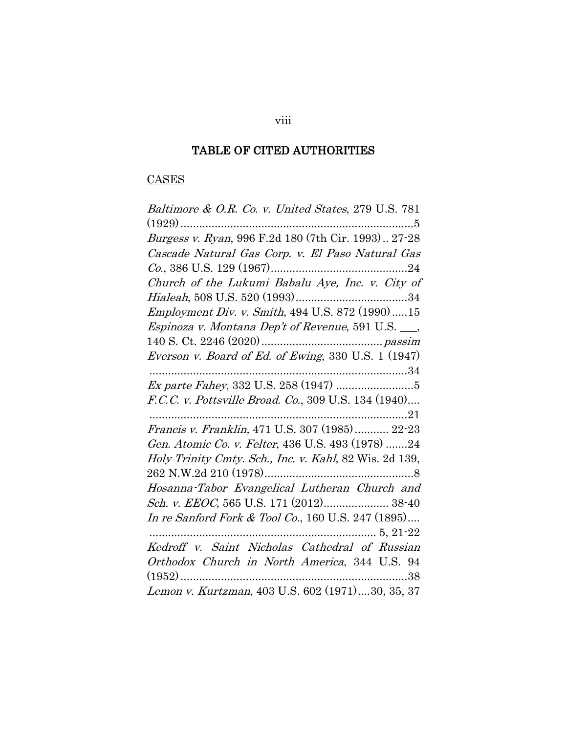## TABLE OF CITED AUTHORITIES

### CASES

*Baltimore & O.R. Co. v. United States*, 279 U.S. 781 (1929) ........................................................................5

*Burgess v. Ryan*, 996 F.2d 180 (7th Cir. 1993) .. 27-28

*Cascade Natural Gas Corp. v. El Paso Natural Gas Co.*, 386 U.S. 129 (1967) ..........................................24

*Church of the Lukumi Babalu Aye, Inc. v. City of Hialeah*, 508 U.S. 520 (1993) ....................................34

*Employment Div. v. Smith*, 494 U.S. 872 (1990) .....15

*Espinoza v. Montana Dep't of Revenue*, 591 U.S. ___, 140 S. Ct. 2246 (2020) ....................................... *passim*

*Everson v. Board of Ed. of Ewing*, 330 U.S. 1 (1947) ....................................................................................34

*Ex parte Fahey*, 332 U.S. 258 (1947) .........................5

*F.C.C. v. Pottsville Broad. Co.*, 309 U.S. 134 (1940).... ....................................................................................21

*Francis v. Franklin,* 471 U.S. 307 (1985) ........... 22-23

*Gen. Atomic Co. v. Felter*, 436 U.S. 493 (1978) .......24

*Holy Trinity Cmty. Sch., Inc. v. Kahl*, 82 Wis. 2d 139, 262 N.W.2d 210 (1978) ................................................8

*Hosanna-Tabor Evangelical Lutheran Church and Sch. v. EEOC*, 565 U.S. 171 (2012) ..................... 38-40

*In re Sanford Fork & Tool Co.*, 160 U.S. 247 (1895).... ......................................................................... 5, 21-22

*Kedroff v. Saint Nicholas Cathedral of Russian Orthodox Church in North America*, 344 U.S. 94 (1952) ..........................................................................38

*Lemon v. Kurtzman*, 403 U.S. 602 (1971) ....30, 35, 37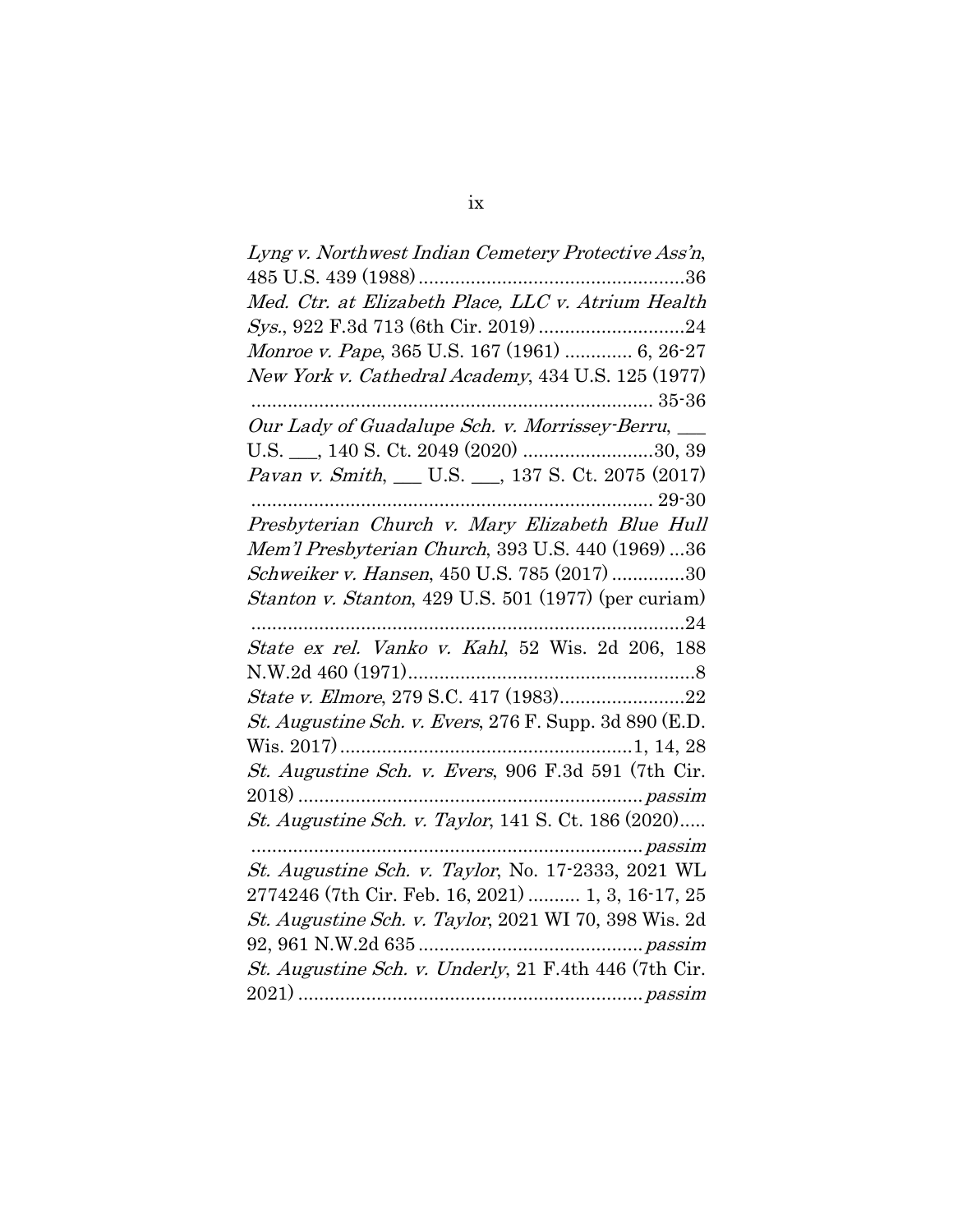*Lyng v. Northwest Indian Cemetery Protective Ass'n*, 485 U.S. 439 (1988) ....................................................36

*Med. Ctr. at Elizabeth Place, LLC v. Atrium Health Sys.*, 922 F.3d 713 (6th Cir. 2019) ............................24

*Monroe v. Pape*, 365 U.S. 167 (1961) ............. 6, 26-27

*New York v. Cathedral Academy*, 434 U.S. 125 (1977) ............................................................................. 35-36

*Our Lady of Guadalupe Sch. v. Morrissey-Berru*, ___ U.S. ___, 140 S. Ct. 2049 (2020) .........................30, 39

*Pavan v. Smith*, ___ U.S. ___, 137 S. Ct. 2075 (2017) ............................................................................. 29-30

*Presbyterian Church v. Mary Elizabeth Blue Hull Mem'l Presbyterian Church*, 393 U.S. 440 (1969) ...36

*Schweiker v. Hansen*, 450 U.S. 785 (2017) ..............30

*Stanton v. Stanton*, 429 U.S. 501 (1977) (per curiam) ...................................................................................24

*State ex rel. Vanko v. Kahl*, 52 Wis. 2d 206, 188 N.W.2d 460 (1971).......................................................8

*State v. Elmore*, 279 S.C. 417 (1983)........................22

*St. Augustine Sch. v. Evers*, 276 F. Supp. 3d 890 (E.D. Wis. 2017) ........................................................1, 14, 28

*St. Augustine Sch. v. Evers*, 906 F.3d 591 (7th Cir. 2018) .................................................................*passim*

*St. Augustine Sch. v. Taylor*, 141 S. Ct. 186 (2020)..... ..........................................................................*passim*

*St. Augustine Sch. v. Taylor*, No. 17-2333, 2021 WL 2774246 (7th Cir. Feb. 16, 2021) .......... 1, 3, 16-17, 25

*St. Augustine Sch. v. Taylor*, 2021 WI 70, 398 Wis. 2d 92, 961 N.W.2d 635 ...........................................*passim*

*St. Augustine Sch. v. Underly*, 21 F.4th 446 (7th Cir. 2021) .................................................................*passim*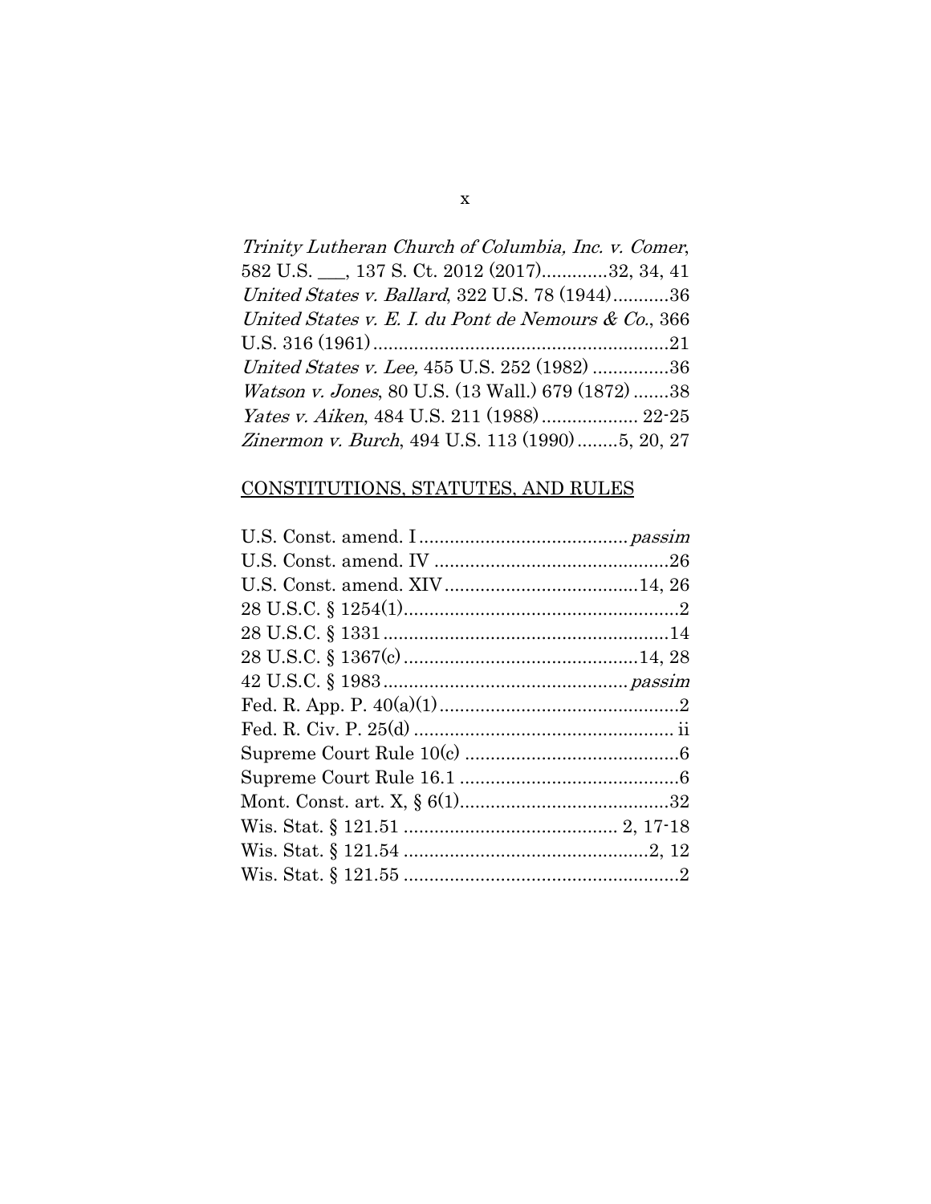*Trinity Lutheran Church of Columbia, Inc. v. Comer*, 582 U.S. ___, 137 S. Ct. 2012 (2017).............32, 34, 41

*United States v. Ballard*, 322 U.S. 78 (1944)...........36

*United States v. E. I. du Pont de Nemours & Co.*, 366 U.S. 316 (1961)..........................................................21

*United States v. Lee,* 455 U.S. 252 (1982) ...............36

*Watson v. Jones*, 80 U.S. (13 Wall.) 679 (1872) .......38

*Yates v. Aiken*, 484 U.S. 211 (1988).................. 22-25

*Zinermon v. Burch*, 494 U.S. 113 (1990)........5, 20, 27

CONSTITUTIONS, STATUTES, AND RULES

U.S. Const. amend. I......................................... *passim*

U.S. Const. amend. IV ..............................................26

U.S. Const. amend. XIV......................................14, 26

28 U.S.C. § 1254(1)......................................................2

28 U.S.C. § 1331........................................................14

28 U.S.C. § 1367(c).............................................14, 28

42 U.S.C. § 1983................................................ *passim*

Fed. R. App. P. 40(a)(1)...............................................2

Fed. R. Civ. P. 25(d) ................................................... ii

Supreme Court Rule 10(c) ..........................................6

Supreme Court Rule 16.1 ...........................................6

Mont. Const. art. X, § 6(1).........................................32

Wis. Stat. § 121.51 .......................................... 2, 17-18

Wis. Stat. § 121.54 ................................................2, 12

Wis. Stat. § 121.55 ......................................................2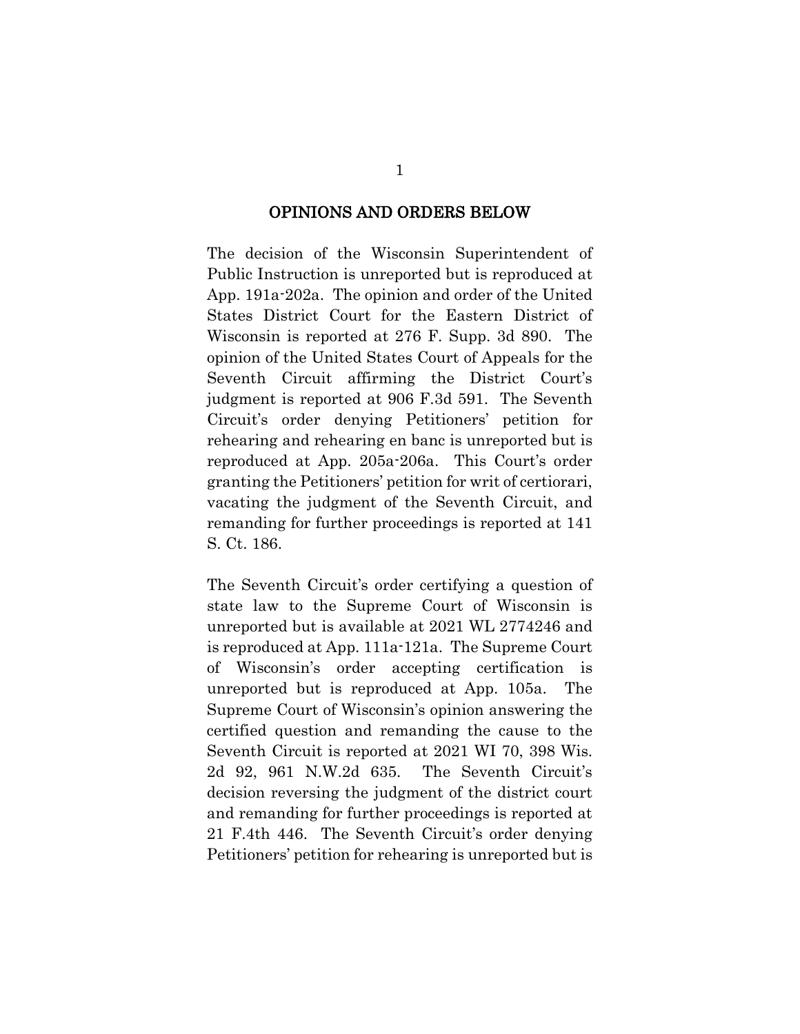## OPINIONS AND ORDERS BELOW

The decision of the Wisconsin Superintendent of Public Instruction is unreported but is reproduced at App. 191a-202a. The opinion and order of the United States District Court for the Eastern District of Wisconsin is reported at 276 F. Supp. 3d 890. The opinion of the United States Court of Appeals for the Seventh Circuit affirming the District Court's judgment is reported at 906 F.3d 591. The Seventh Circuit's order denying Petitioners' petition for rehearing and rehearing en banc is unreported but is reproduced at App. 205a-206a. This Court's order granting the Petitioners' petition for writ of certiorari, vacating the judgment of the Seventh Circuit, and remanding for further proceedings is reported at 141 S. Ct. 186.

The Seventh Circuit's order certifying a question of state law to the Supreme Court of Wisconsin is unreported but is available at 2021 WL 2774246 and is reproduced at App. 111a-121a. The Supreme Court of Wisconsin's order accepting certification is unreported but is reproduced at App. 105a. The Supreme Court of Wisconsin's opinion answering the certified question and remanding the cause to the Seventh Circuit is reported at 2021 WI 70, 398 Wis. 2d 92, 961 N.W.2d 635. The Seventh Circuit's decision reversing the judgment of the district court and remanding for further proceedings is reported at 21 F.4th 446. The Seventh Circuit's order denying Petitioners' petition for rehearing is unreported but is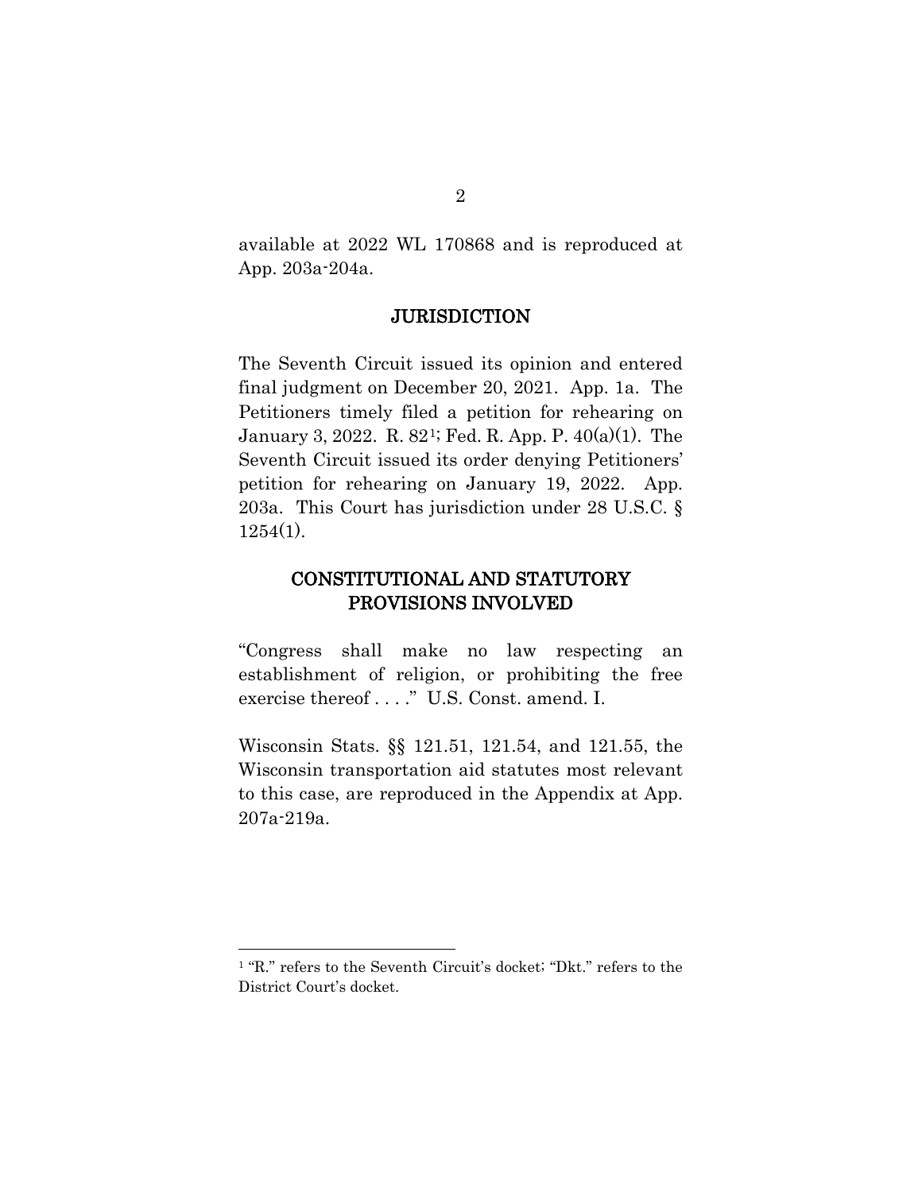available at 2022 WL 170868 and is reproduced at App. 203a-204a.

## JURISDICTION

The Seventh Circuit issued its opinion and entered final judgment on December 20, 2021. App. 1a. The Petitioners timely filed a petition for rehearing on January 3, 2022. R. 82[1]; Fed. R. App. P. 40(a)(1). The Seventh Circuit issued its order denying Petitioners' petition for rehearing on January 19, 2022. App. 203a. This Court has jurisdiction under 28 U.S.C. § 1254(1).

## CONSTITUTIONAL AND STATUTORY PROVISIONS INVOLVED

"Congress shall make no law respecting an establishment of religion, or prohibiting the free exercise thereof . . . ." U.S. Const. amend. I.

Wisconsin Stats. §§ 121.51, 121.54, and 121.55, the Wisconsin transportation aid statutes most relevant to this case, are reproduced in the Appendix at App. 207a-219a.

---

[1] "R." refers to the Seventh Circuit's docket; "Dkt." refers to the District Court's docket.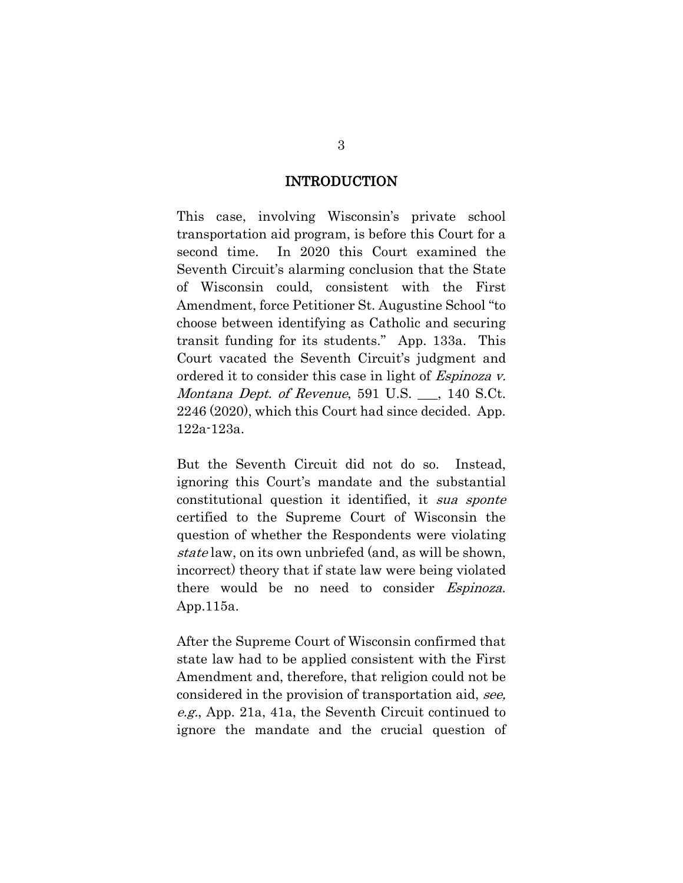## INTRODUCTION

This case, involving Wisconsin's private school transportation aid program, is before this Court for a second time. In 2020 this Court examined the Seventh Circuit's alarming conclusion that the State of Wisconsin could, consistent with the First Amendment, force Petitioner St. Augustine School "to choose between identifying as Catholic and securing transit funding for its students." App. 133a. This Court vacated the Seventh Circuit's judgment and ordered it to consider this case in light of *Espinoza v. Montana Dept. of Revenue*, 591 U.S. ___, 140 S.Ct. 2246 (2020), which this Court had since decided. App. 122a-123a.

But the Seventh Circuit did not do so. Instead, ignoring this Court's mandate and the substantial constitutional question it identified, it *sua sponte* certified to the Supreme Court of Wisconsin the question of whether the Respondents were violating *state* law, on its own unbriefed (and, as will be shown, incorrect) theory that if state law were being violated there would be no need to consider *Espinoza*. App.115a.

After the Supreme Court of Wisconsin confirmed that state law had to be applied consistent with the First Amendment and, therefore, that religion could not be considered in the provision of transportation aid, *see, e.g.*, App. 21a, 41a, the Seventh Circuit continued to ignore the mandate and the crucial question of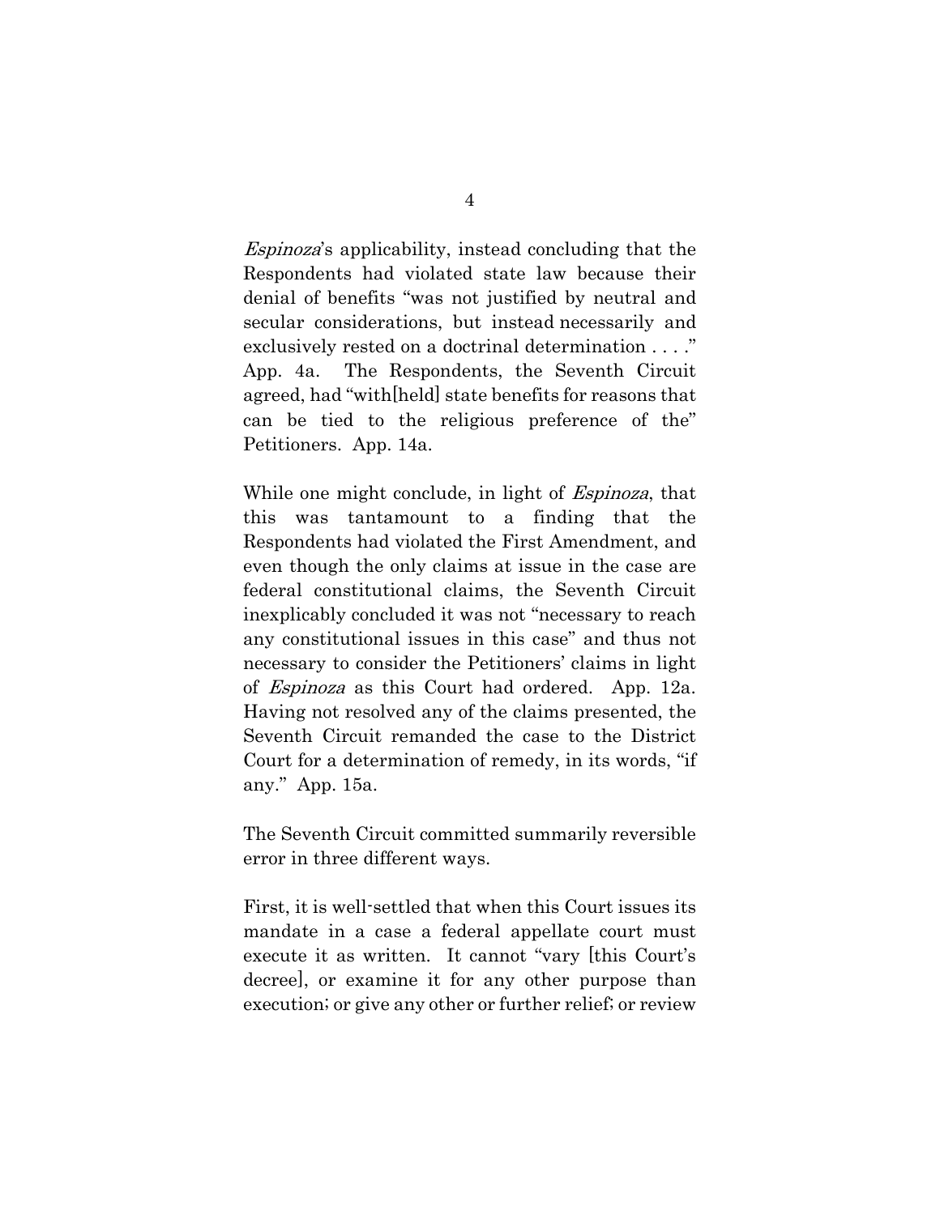*Espinoza*'s applicability, instead concluding that the Respondents had violated state law because their denial of benefits "was not justified by neutral and secular considerations, but instead necessarily and exclusively rested on a doctrinal determination . . . ." App. 4a. The Respondents, the Seventh Circuit agreed, had "with[held] state benefits for reasons that can be tied to the religious preference of the" Petitioners. App. 14a.

While one might conclude, in light of *Espinoza*, that this was tantamount to a finding that the Respondents had violated the First Amendment, and even though the only claims at issue in the case are federal constitutional claims, the Seventh Circuit inexplicably concluded it was not "necessary to reach any constitutional issues in this case" and thus not necessary to consider the Petitioners' claims in light of *Espinoza* as this Court had ordered. App. 12a. Having not resolved any of the claims presented, the Seventh Circuit remanded the case to the District Court for a determination of remedy, in its words, "if any." App. 15a.

The Seventh Circuit committed summarily reversible error in three different ways.

First, it is well-settled that when this Court issues its mandate in a case a federal appellate court must execute it as written. It cannot "vary [this Court's decree], or examine it for any other purpose than execution; or give any other or further relief; or review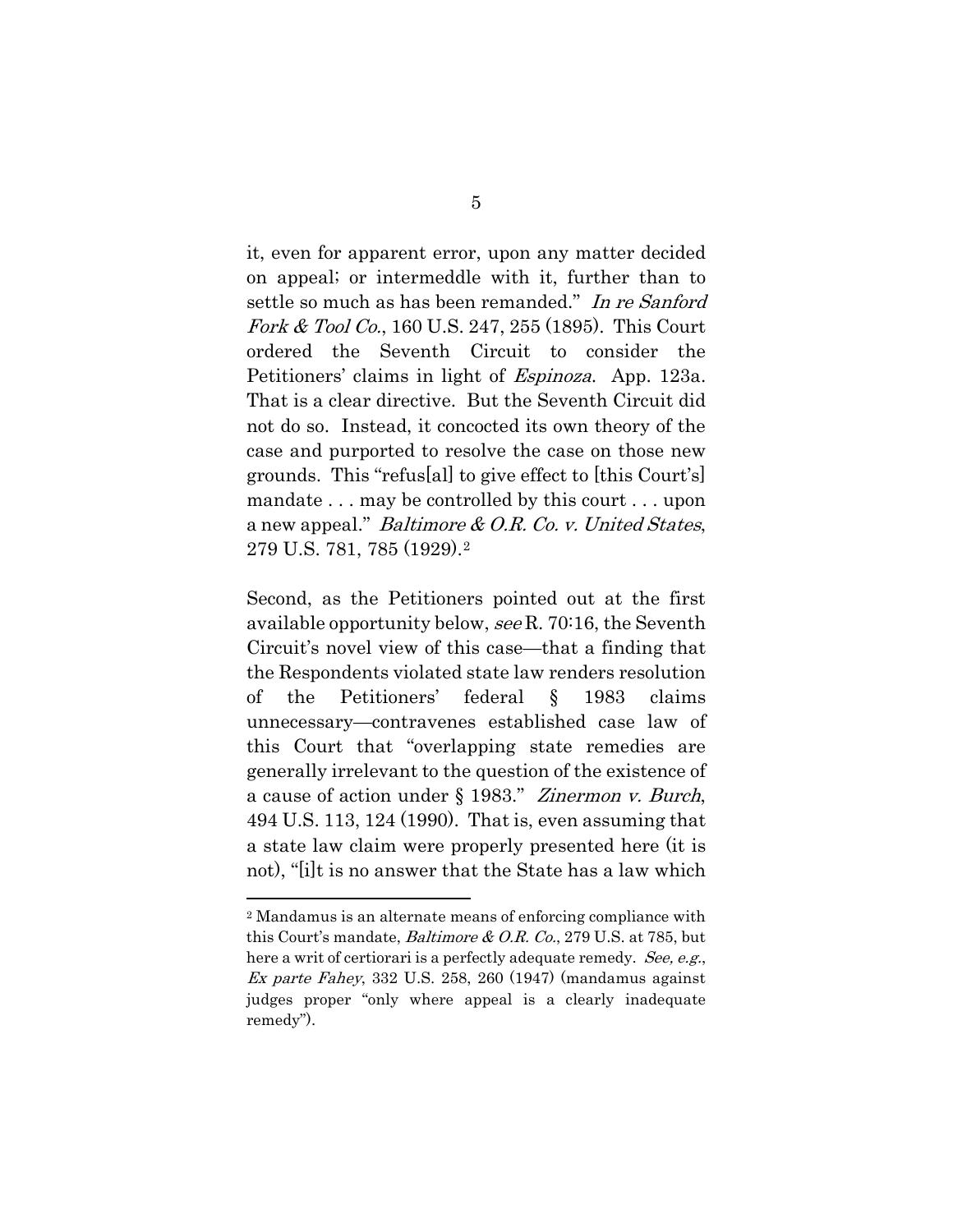it, even for apparent error, upon any matter decided on appeal; or intermeddle with it, further than to settle so much as has been remanded." *In re Sanford Fork & Tool Co.*, 160 U.S. 247, 255 (1895). This Court ordered the Seventh Circuit to consider the Petitioners' claims in light of *Espinoza*. App. 123a. That is a clear directive. But the Seventh Circuit did not do so. Instead, it concocted its own theory of the case and purported to resolve the case on those new grounds. This "refus[al] to give effect to [this Court's] mandate . . . may be controlled by this court . . . upon a new appeal." *Baltimore & O.R. Co. v. United States*, 279 U.S. 781, 785 (1929).[2]

Second, as the Petitioners pointed out at the first available opportunity below, *see* R. 70:16, the Seventh Circuit's novel view of this case—that a finding that the Respondents violated state law renders resolution of the Petitioners' federal § 1983 claims unnecessary—contravenes established case law of this Court that "overlapping state remedies are generally irrelevant to the question of the existence of a cause of action under § 1983." *Zinermon v. Burch*, 494 U.S. 113, 124 (1990). That is, even assuming that a state law claim were properly presented here (it is not), "[i]t is no answer that the State has a law which

[2] Mandamus is an alternate means of enforcing compliance with this Court's mandate, *Baltimore & O.R. Co.*, 279 U.S. at 785, but here a writ of certiorari is a perfectly adequate remedy. *See, e.g.*, *Ex parte Fahey*, 332 U.S. 258, 260 (1947) (mandamus against judges proper "only where appeal is a clearly inadequate remedy").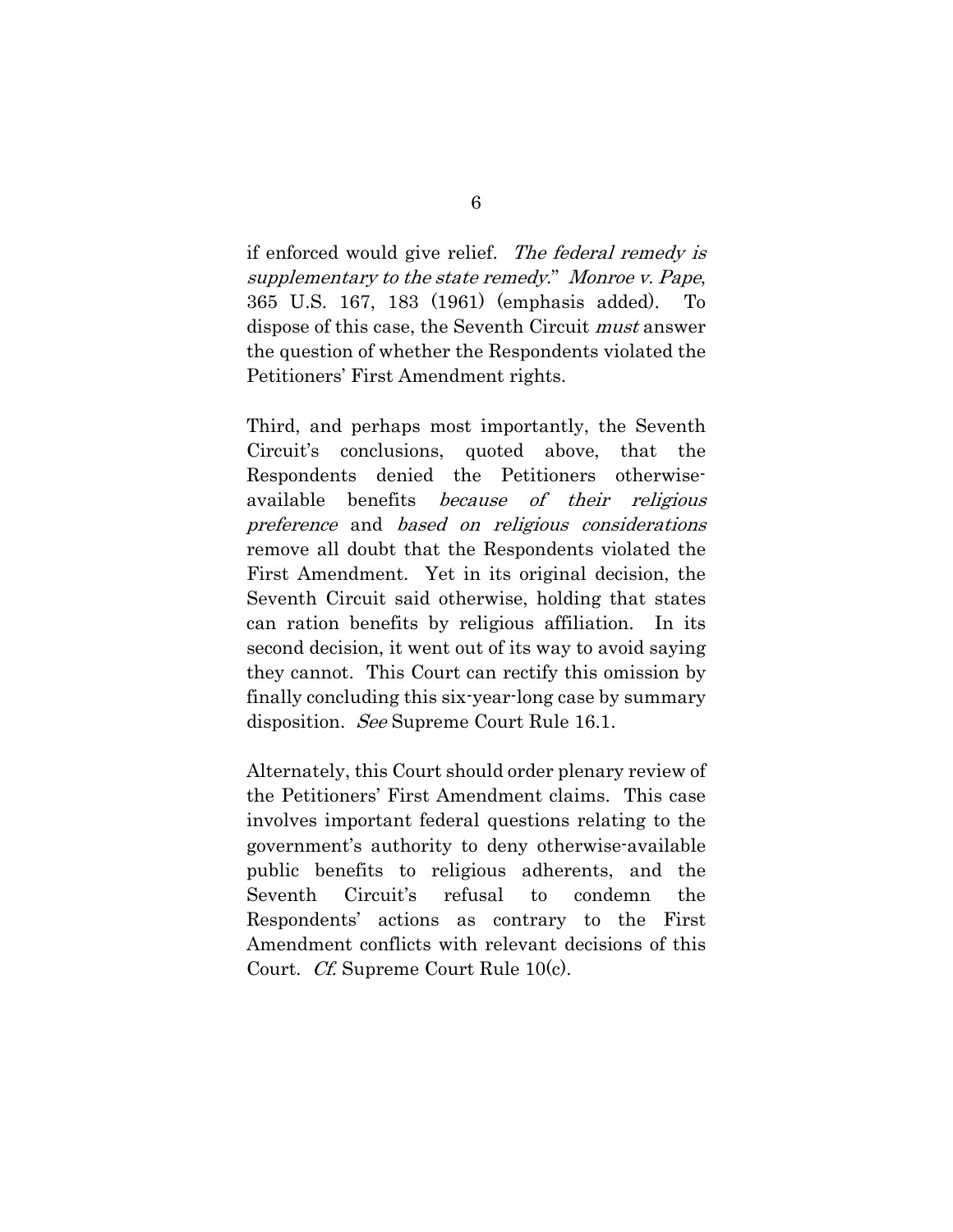if enforced would give relief. *The federal remedy is supplementary to the state remedy*." *Monroe v. Pape*, 365 U.S. 167, 183 (1961) (emphasis added). To dispose of this case, the Seventh Circuit *must* answer the question of whether the Respondents violated the Petitioners' First Amendment rights.

Third, and perhaps most importantly, the Seventh Circuit's conclusions, quoted above, that the Respondents denied the Petitioners otherwise-available benefits *because of their religious preference* and *based on religious considerations* remove all doubt that the Respondents violated the First Amendment. Yet in its original decision, the Seventh Circuit said otherwise, holding that states can ration benefits by religious affiliation. In its second decision, it went out of its way to avoid saying they cannot. This Court can rectify this omission by finally concluding this six-year-long case by summary disposition. *See* Supreme Court Rule 16.1.

Alternately, this Court should order plenary review of the Petitioners' First Amendment claims. This case involves important federal questions relating to the government's authority to deny otherwise-available public benefits to religious adherents, and the Seventh Circuit's refusal to condemn the Respondents' actions as contrary to the First Amendment conflicts with relevant decisions of this Court. *Cf.* Supreme Court Rule 10(c).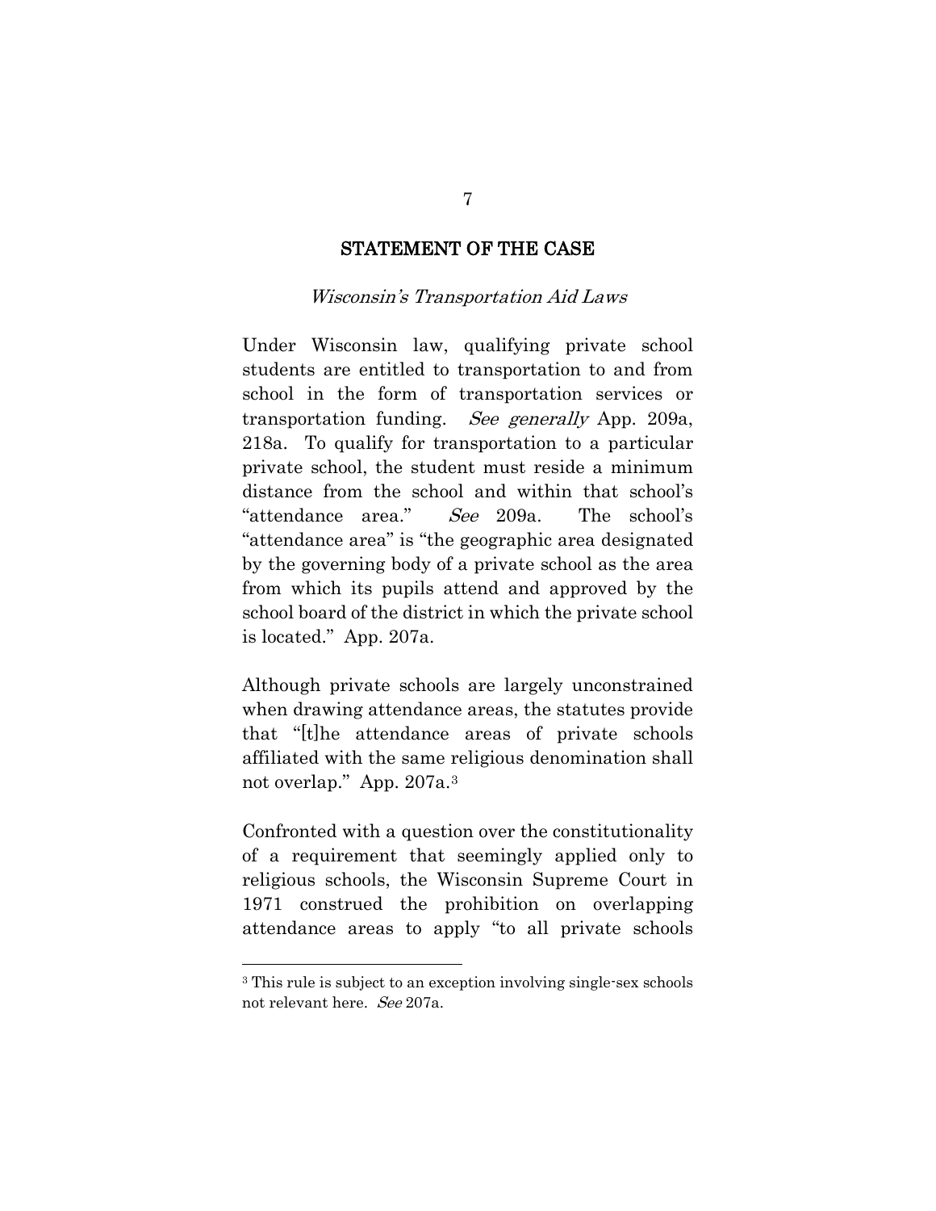## STATEMENT OF THE CASE

### *Wisconsin's Transportation Aid Laws*

Under Wisconsin law, qualifying private school students are entitled to transportation to and from school in the form of transportation services or transportation funding. *See generally* App. 209a, 218a. To qualify for transportation to a particular private school, the student must reside a minimum distance from the school and within that school's "attendance area." *See* 209a. The school's "attendance area" is "the geographic area designated by the governing body of a private school as the area from which its pupils attend and approved by the school board of the district in which the private school is located." App. 207a.

Although private schools are largely unconstrained when drawing attendance areas, the statutes provide that "[t]he attendance areas of private schools affiliated with the same religious denomination shall not overlap." App. 207a.[3]

Confronted with a question over the constitutionality of a requirement that seemingly applied only to religious schools, the Wisconsin Supreme Court in 1971 construed the prohibition on overlapping attendance areas to apply "to all private schools

---

[3] This rule is subject to an exception involving single-sex schools not relevant here. *See* 207a.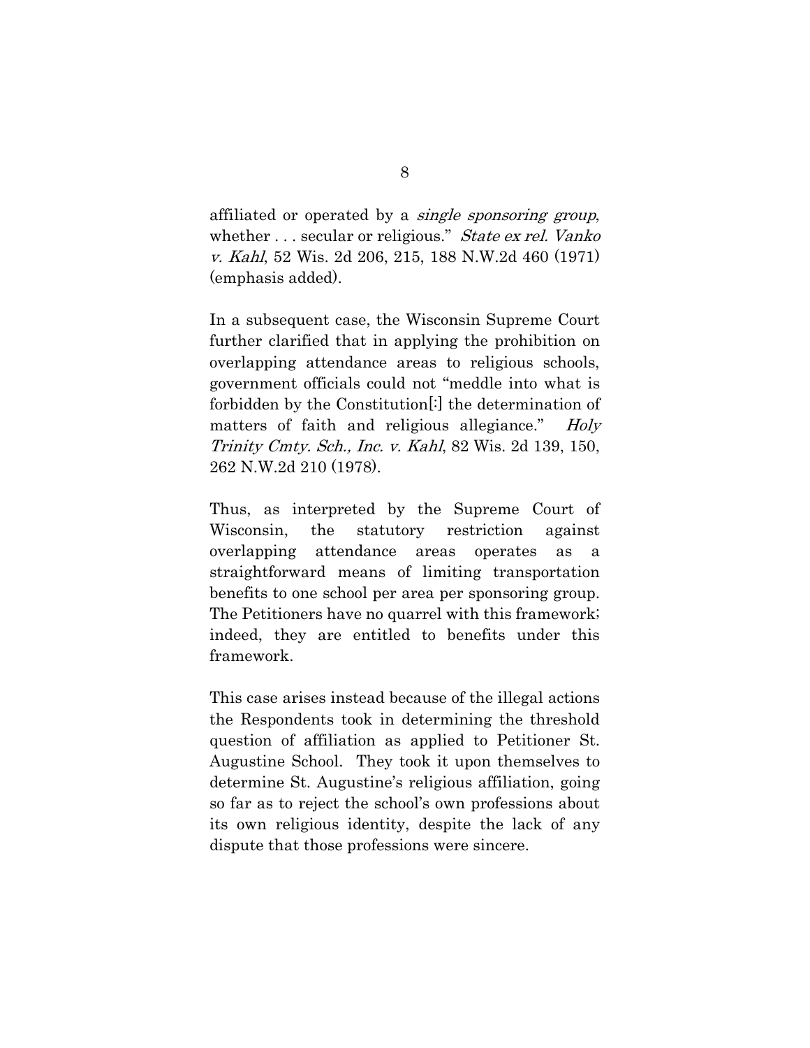affiliated or operated by a *single sponsoring group*, whether . . . secular or religious." *State ex rel. Vanko v. Kahl*, 52 Wis. 2d 206, 215, 188 N.W.2d 460 (1971) (emphasis added).

In a subsequent case, the Wisconsin Supreme Court further clarified that in applying the prohibition on overlapping attendance areas to religious schools, government officials could not "meddle into what is forbidden by the Constitution[:] the determination of matters of faith and religious allegiance." *Holy Trinity Cmty. Sch., Inc. v. Kahl*, 82 Wis. 2d 139, 150, 262 N.W.2d 210 (1978).

Thus, as interpreted by the Supreme Court of Wisconsin, the statutory restriction against overlapping attendance areas operates as a straightforward means of limiting transportation benefits to one school per area per sponsoring group. The Petitioners have no quarrel with this framework; indeed, they are entitled to benefits under this framework.

This case arises instead because of the illegal actions the Respondents took in determining the threshold question of affiliation as applied to Petitioner St. Augustine School. They took it upon themselves to determine St. Augustine's religious affiliation, going so far as to reject the school's own professions about its own religious identity, despite the lack of any dispute that those professions were sincere.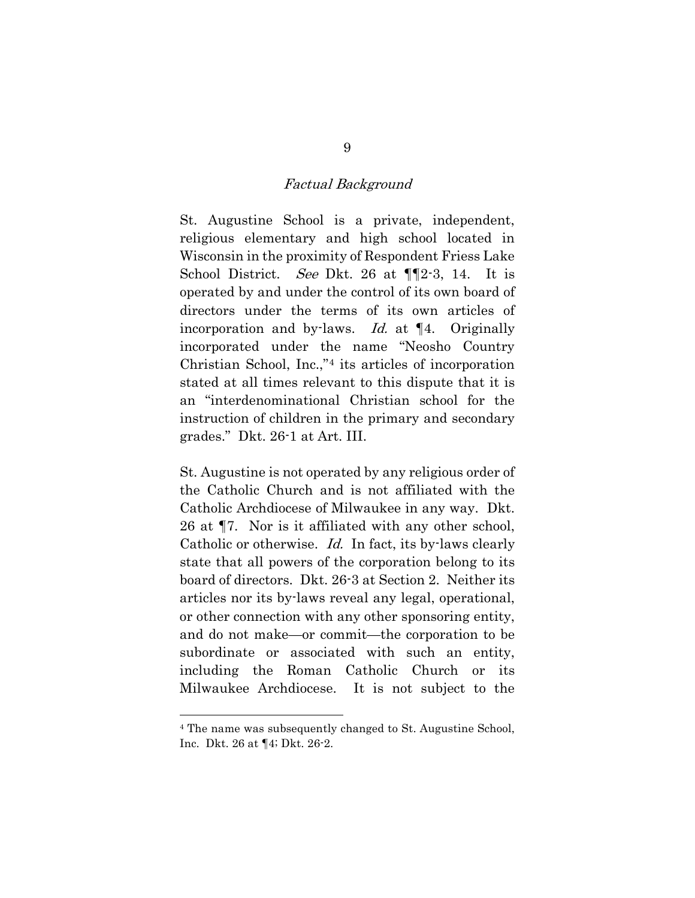### *Factual Background*

St. Augustine School is a private, independent, religious elementary and high school located in Wisconsin in the proximity of Respondent Friess Lake School District. *See* Dkt. 26 at ¶¶2-3, 14. It is operated by and under the control of its own board of directors under the terms of its own articles of incorporation and by-laws. *Id.* at ¶4. Originally incorporated under the name "Neosho Country Christian School, Inc.,"[4] its articles of incorporation stated at all times relevant to this dispute that it is an "interdenominational Christian school for the instruction of children in the primary and secondary grades." Dkt. 26-1 at Art. III.

St. Augustine is not operated by any religious order of the Catholic Church and is not affiliated with the Catholic Archdiocese of Milwaukee in any way. Dkt. 26 at ¶7. Nor is it affiliated with any other school, Catholic or otherwise. *Id.* In fact, its by-laws clearly state that all powers of the corporation belong to its board of directors. Dkt. 26-3 at Section 2. Neither its articles nor its by-laws reveal any legal, operational, or other connection with any other sponsoring entity, and do not make—or commit—the corporation to be subordinate or associated with such an entity, including the Roman Catholic Church or its Milwaukee Archdiocese. It is not subject to the

[4] The name was subsequently changed to St. Augustine School, Inc. Dkt. 26 at ¶4; Dkt. 26-2.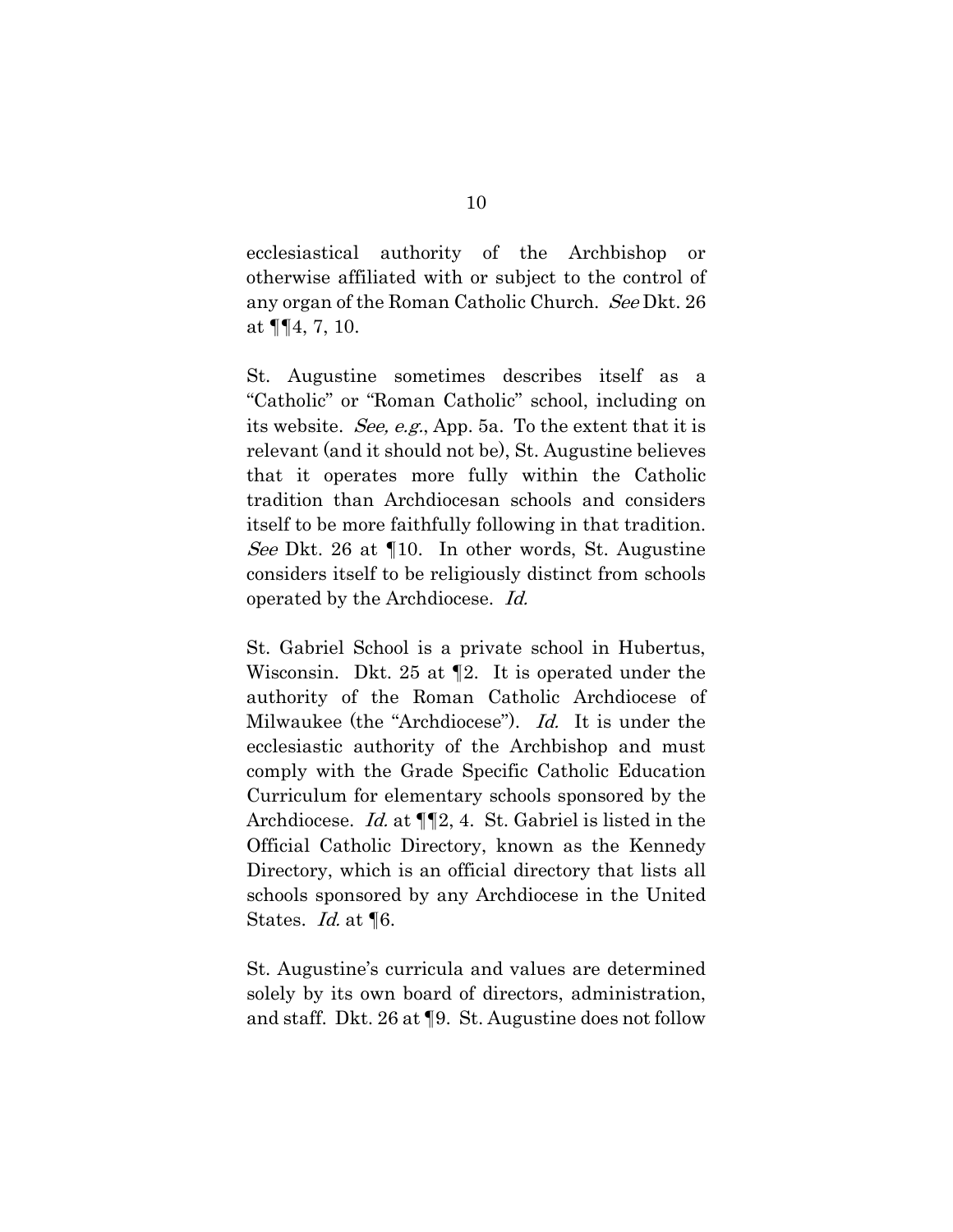ecclesiastical authority of the Archbishop or otherwise affiliated with or subject to the control of any organ of the Roman Catholic Church. *See* Dkt. 26 at ¶¶4, 7, 10.

St. Augustine sometimes describes itself as a "Catholic" or "Roman Catholic" school, including on its website. *See, e.g.*, App. 5a. To the extent that it is relevant (and it should not be), St. Augustine believes that it operates more fully within the Catholic tradition than Archdiocesan schools and considers itself to be more faithfully following in that tradition. *See* Dkt. 26 at ¶10. In other words, St. Augustine considers itself to be religiously distinct from schools operated by the Archdiocese. *Id.*

St. Gabriel School is a private school in Hubertus, Wisconsin. Dkt. 25 at ¶2. It is operated under the authority of the Roman Catholic Archdiocese of Milwaukee (the "Archdiocese"). *Id.* It is under the ecclesiastic authority of the Archbishop and must comply with the Grade Specific Catholic Education Curriculum for elementary schools sponsored by the Archdiocese. *Id.* at ¶¶2, 4. St. Gabriel is listed in the Official Catholic Directory, known as the Kennedy Directory, which is an official directory that lists all schools sponsored by any Archdiocese in the United States. *Id.* at ¶6.

St. Augustine's curricula and values are determined solely by its own board of directors, administration, and staff. Dkt. 26 at ¶9. St. Augustine does not follow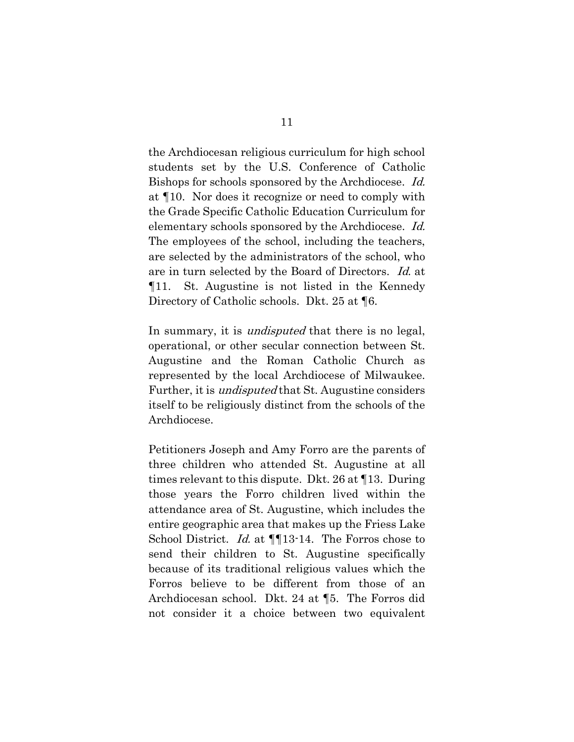the Archdiocesan religious curriculum for high school students set by the U.S. Conference of Catholic Bishops for schools sponsored by the Archdiocese. *Id.* at ¶10. Nor does it recognize or need to comply with the Grade Specific Catholic Education Curriculum for elementary schools sponsored by the Archdiocese. *Id.* The employees of the school, including the teachers, are selected by the administrators of the school, who are in turn selected by the Board of Directors. *Id.* at ¶11. St. Augustine is not listed in the Kennedy Directory of Catholic schools. Dkt. 25 at ¶6.

In summary, it is *undisputed* that there is no legal, operational, or other secular connection between St. Augustine and the Roman Catholic Church as represented by the local Archdiocese of Milwaukee. Further, it is *undisputed* that St. Augustine considers itself to be religiously distinct from the schools of the Archdiocese.

Petitioners Joseph and Amy Forro are the parents of three children who attended St. Augustine at all times relevant to this dispute. Dkt. 26 at ¶13. During those years the Forro children lived within the attendance area of St. Augustine, which includes the entire geographic area that makes up the Friess Lake School District. *Id.* at ¶¶13-14. The Forros chose to send their children to St. Augustine specifically because of its traditional religious values which the Forros believe to be different from those of an Archdiocesan school. Dkt. 24 at ¶5. The Forros did not consider it a choice between two equivalent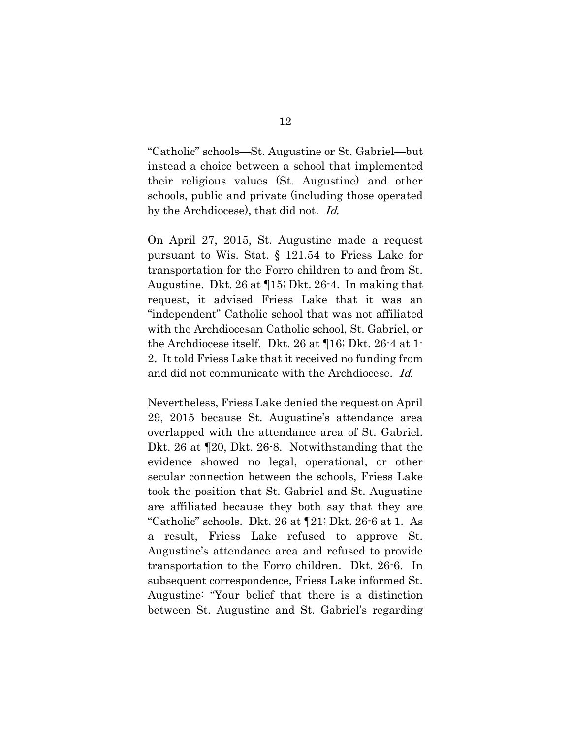"Catholic" schools—St. Augustine or St. Gabriel—but instead a choice between a school that implemented their religious values (St. Augustine) and other schools, public and private (including those operated by the Archdiocese), that did not. *Id.*

On April 27, 2015, St. Augustine made a request pursuant to Wis. Stat. § 121.54 to Friess Lake for transportation for the Forro children to and from St. Augustine. Dkt. 26 at ¶15; Dkt. 26-4. In making that request, it advised Friess Lake that it was an "independent" Catholic school that was not affiliated with the Archdiocesan Catholic school, St. Gabriel, or the Archdiocese itself. Dkt. 26 at ¶16; Dkt. 26-4 at 1-2. It told Friess Lake that it received no funding from and did not communicate with the Archdiocese. *Id.*

Nevertheless, Friess Lake denied the request on April 29, 2015 because St. Augustine's attendance area overlapped with the attendance area of St. Gabriel. Dkt. 26 at ¶20, Dkt. 26-8. Notwithstanding that the evidence showed no legal, operational, or other secular connection between the schools, Friess Lake took the position that St. Gabriel and St. Augustine are affiliated because they both say that they are "Catholic" schools. Dkt. 26 at ¶21; Dkt. 26-6 at 1. As a result, Friess Lake refused to approve St. Augustine's attendance area and refused to provide transportation to the Forro children. Dkt. 26-6. In subsequent correspondence, Friess Lake informed St. Augustine: "Your belief that there is a distinction between St. Augustine and St. Gabriel's regarding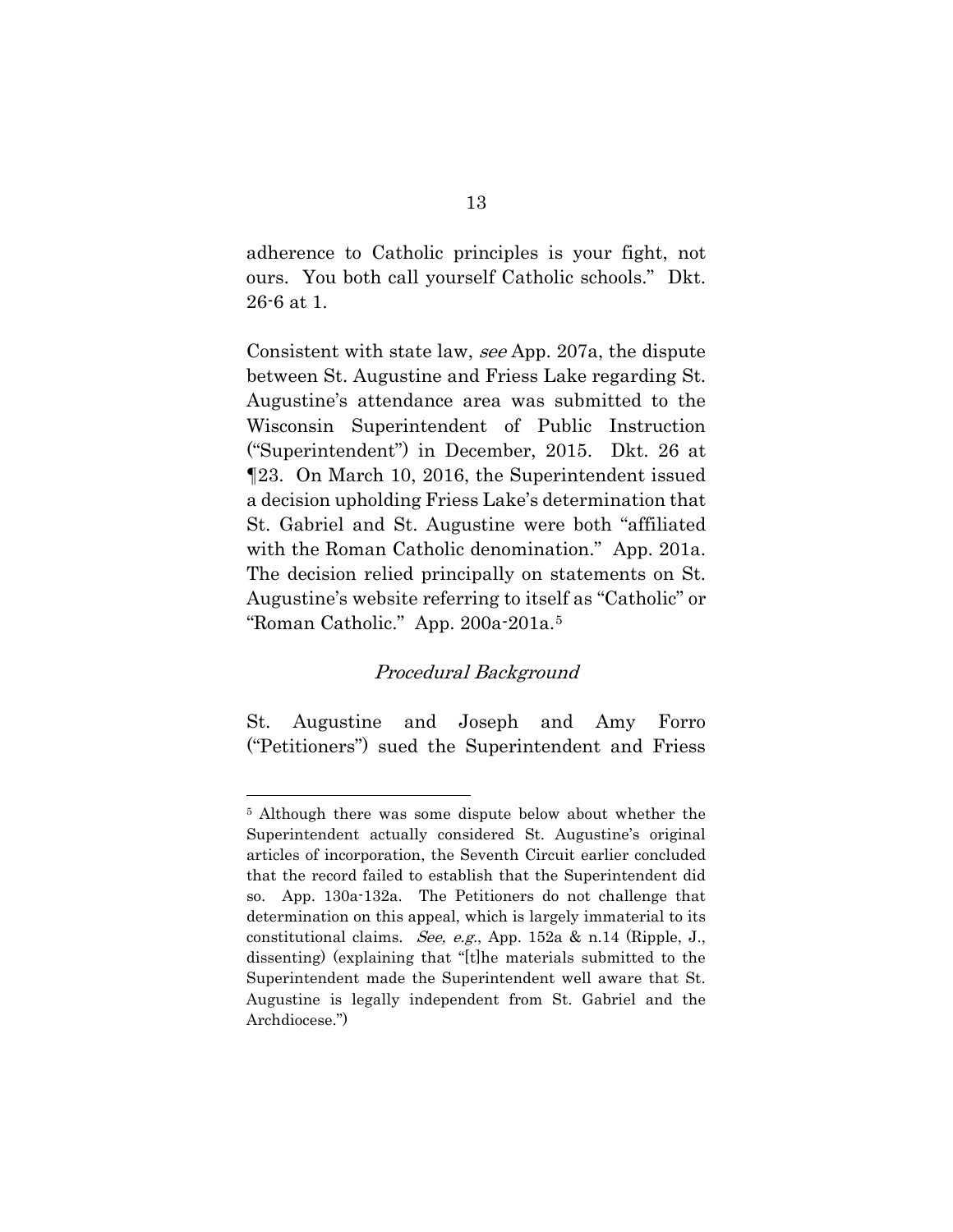adherence to Catholic principles is your fight, not ours. You both call yourself Catholic schools." Dkt. 26-6 at 1.

Consistent with state law, *see* App. 207a, the dispute between St. Augustine and Friess Lake regarding St. Augustine's attendance area was submitted to the Wisconsin Superintendent of Public Instruction ("Superintendent") in December, 2015. Dkt. 26 at ¶23. On March 10, 2016, the Superintendent issued a decision upholding Friess Lake's determination that St. Gabriel and St. Augustine were both "affiliated with the Roman Catholic denomination." App. 201a. The decision relied principally on statements on St. Augustine's website referring to itself as "Catholic" or "Roman Catholic." App. 200a-201a.[5]

### *Procedural Background*

St. Augustine and Joseph and Amy Forro ("Petitioners") sued the Superintendent and Friess

---

[5] Although there was some dispute below about whether the Superintendent actually considered St. Augustine's original articles of incorporation, the Seventh Circuit earlier concluded that the record failed to establish that the Superintendent did so. App. 130a-132a. The Petitioners do not challenge that determination on this appeal, which is largely immaterial to its constitutional claims. *See, e.g.*, App. 152a & n.14 (Ripple, J., dissenting) (explaining that "[t]he materials submitted to the Superintendent made the Superintendent well aware that St. Augustine is legally independent from St. Gabriel and the Archdiocese.")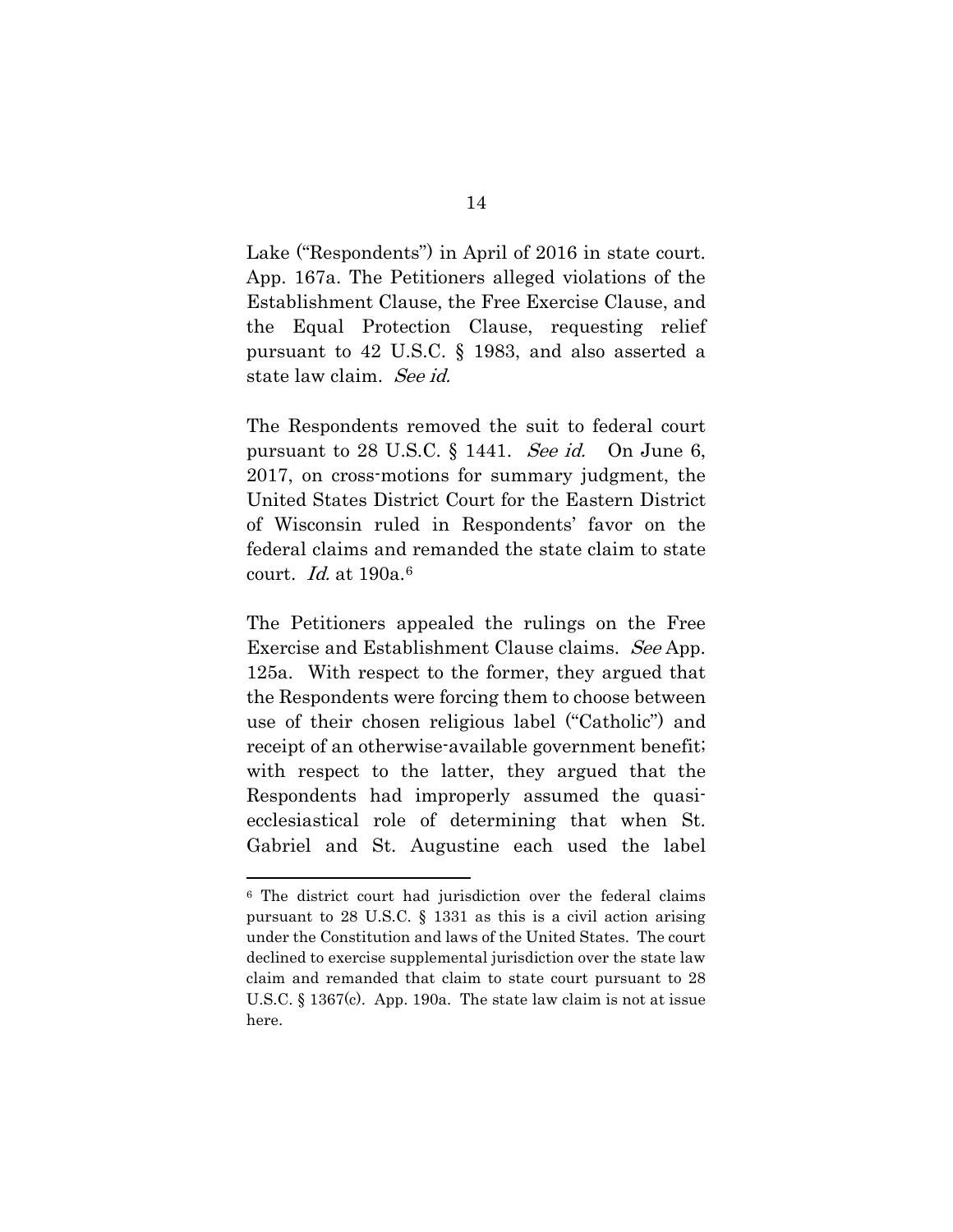Lake ("Respondents") in April of 2016 in state court. App. 167a. The Petitioners alleged violations of the Establishment Clause, the Free Exercise Clause, and the Equal Protection Clause, requesting relief pursuant to 42 U.S.C. § 1983, and also asserted a state law claim. *See id.*

The Respondents removed the suit to federal court pursuant to 28 U.S.C. § 1441. *See id.* On June 6, 2017, on cross-motions for summary judgment, the United States District Court for the Eastern District of Wisconsin ruled in Respondents' favor on the federal claims and remanded the state claim to state court. *Id.* at 190a.[6]

The Petitioners appealed the rulings on the Free Exercise and Establishment Clause claims. *See* App. 125a. With respect to the former, they argued that the Respondents were forcing them to choose between use of their chosen religious label ("Catholic") and receipt of an otherwise-available government benefit; with respect to the latter, they argued that the Respondents had improperly assumed the quasi-ecclesiastical role of determining that when St. Gabriel and St. Augustine each used the label

---

[6] The district court had jurisdiction over the federal claims pursuant to 28 U.S.C. § 1331 as this is a civil action arising under the Constitution and laws of the United States. The court declined to exercise supplemental jurisdiction over the state law claim and remanded that claim to state court pursuant to 28 U.S.C. § 1367(c). App. 190a. The state law claim is not at issue here.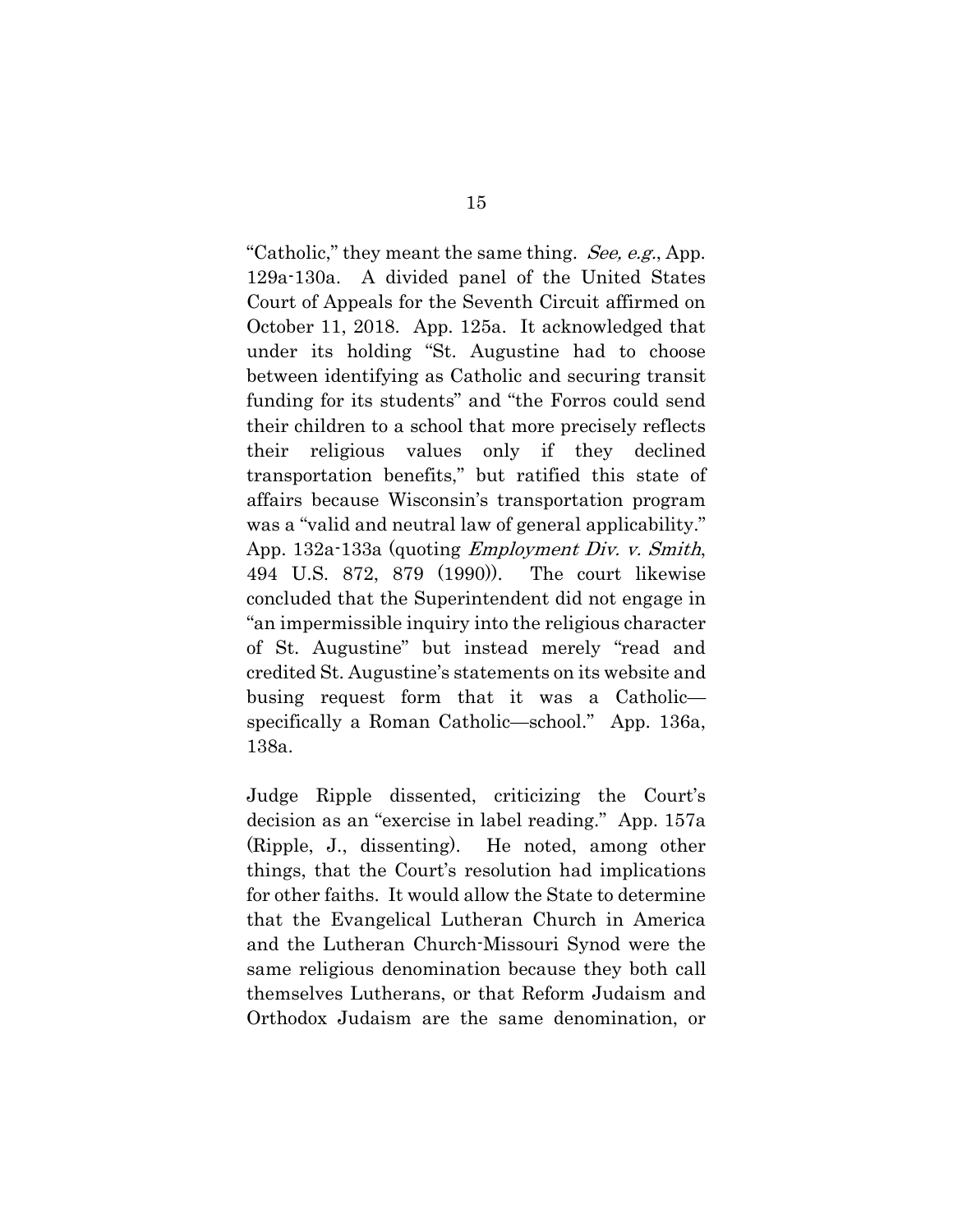"Catholic," they meant the same thing. *See, e.g.*, App. 129a-130a. A divided panel of the United States Court of Appeals for the Seventh Circuit affirmed on October 11, 2018. App. 125a. It acknowledged that under its holding "St. Augustine had to choose between identifying as Catholic and securing transit funding for its students" and "the Forros could send their children to a school that more precisely reflects their religious values only if they declined transportation benefits," but ratified this state of affairs because Wisconsin's transportation program was a "valid and neutral law of general applicability." App. 132a-133a (quoting *Employment Div. v. Smith*, 494 U.S. 872, 879 (1990)). The court likewise concluded that the Superintendent did not engage in "an impermissible inquiry into the religious character of St. Augustine" but instead merely "read and credited St. Augustine's statements on its website and busing request form that it was a Catholic—specifically a Roman Catholic—school." App. 136a, 138a.

Judge Ripple dissented, criticizing the Court's decision as an "exercise in label reading." App. 157a (Ripple, J., dissenting). He noted, among other things, that the Court's resolution had implications for other faiths. It would allow the State to determine that the Evangelical Lutheran Church in America and the Lutheran Church-Missouri Synod were the same religious denomination because they both call themselves Lutherans, or that Reform Judaism and Orthodox Judaism are the same denomination, or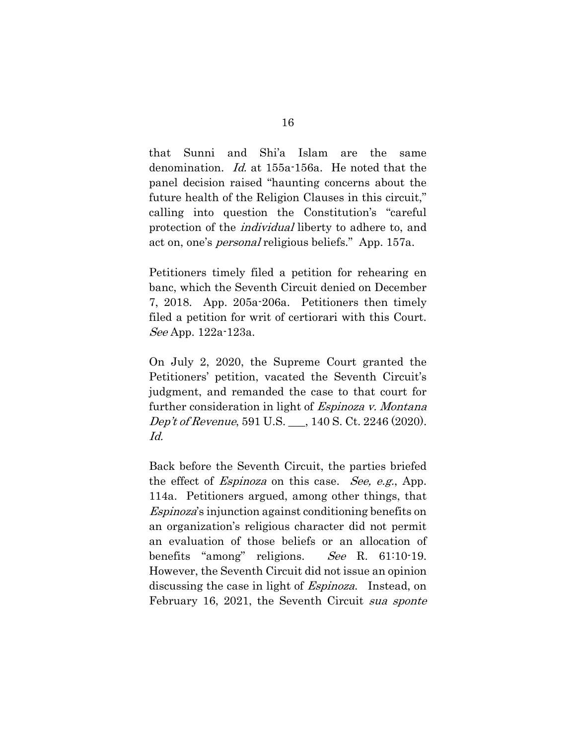that Sunni and Shi'a Islam are the same denomination. *Id.* at 155a-156a. He noted that the panel decision raised "haunting concerns about the future health of the Religion Clauses in this circuit," calling into question the Constitution's "careful protection of the *individual* liberty to adhere to, and act on, one's *personal* religious beliefs." App. 157a.

Petitioners timely filed a petition for rehearing en banc, which the Seventh Circuit denied on December 7, 2018. App. 205a-206a. Petitioners then timely filed a petition for writ of certiorari with this Court. *See* App. 122a-123a.

On July 2, 2020, the Supreme Court granted the Petitioners' petition, vacated the Seventh Circuit's judgment, and remanded the case to that court for further consideration in light of *Espinoza v. Montana Dep't of Revenue*, 591 U.S. ___, 140 S. Ct. 2246 (2020). *Id.*

Back before the Seventh Circuit, the parties briefed the effect of *Espinoza* on this case. *See, e.g.*, App. 114a. Petitioners argued, among other things, that *Espinoza*'s injunction against conditioning benefits on an organization's religious character did not permit an evaluation of those beliefs or an allocation of benefits "among" religions. *See* R. 61:10-19. However, the Seventh Circuit did not issue an opinion discussing the case in light of *Espinoza*. Instead, on February 16, 2021, the Seventh Circuit *sua sponte*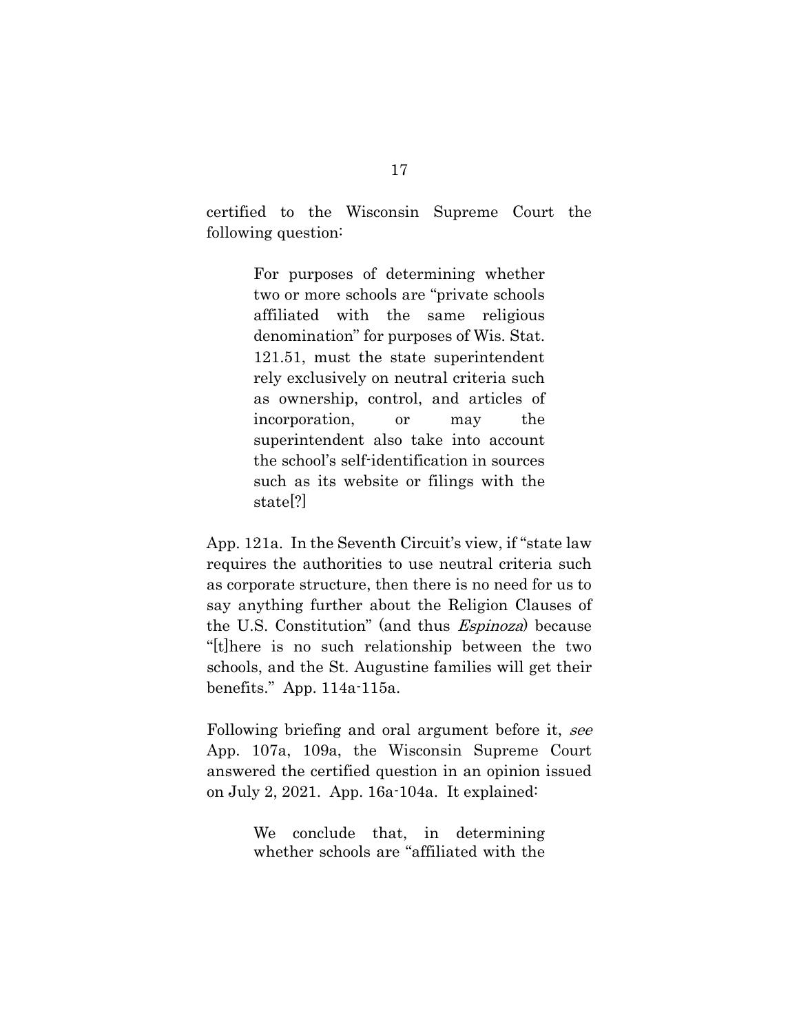certified to the Wisconsin Supreme Court the following question:

> For purposes of determining whether two or more schools are "private schools affiliated with the same religious denomination" for purposes of Wis. Stat. 121.51, must the state superintendent rely exclusively on neutral criteria such as ownership, control, and articles of incorporation, or may the superintendent also take into account the school's self-identification in sources such as its website or filings with the state[?]

App. 121a. In the Seventh Circuit's view, if "state law requires the authorities to use neutral criteria such as corporate structure, then there is no need for us to say anything further about the Religion Clauses of the U.S. Constitution" (and thus *Espinoza*) because "[t]here is no such relationship between the two schools, and the St. Augustine families will get their benefits." App. 114a-115a.

Following briefing and oral argument before it, *see* App. 107a, 109a, the Wisconsin Supreme Court answered the certified question in an opinion issued on July 2, 2021. App. 16a-104a. It explained:

> We conclude that, in determining whether schools are "affiliated with the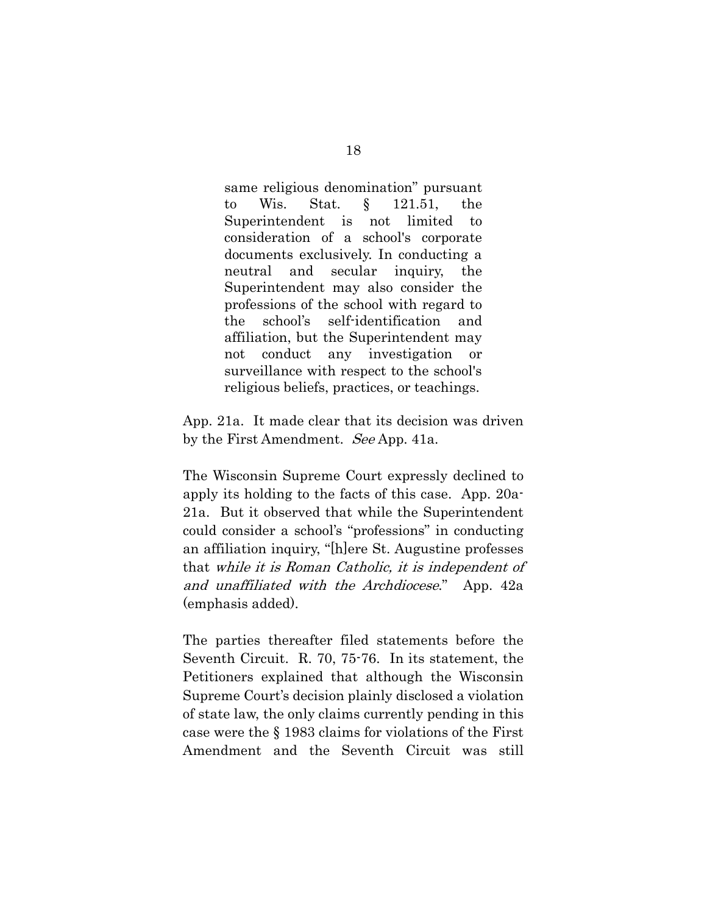> same religious denomination" pursuant to Wis. Stat. § 121.51, the Superintendent is not limited to consideration of a school's corporate documents exclusively. In conducting a neutral and secular inquiry, the Superintendent may also consider the professions of the school with regard to the school's self-identification and affiliation, but the Superintendent may not conduct any investigation or surveillance with respect to the school's religious beliefs, practices, or teachings.

App. 21a. It made clear that its decision was driven by the First Amendment. *See* App. 41a.

The Wisconsin Supreme Court expressly declined to apply its holding to the facts of this case. App. 20a-21a. But it observed that while the Superintendent could consider a school's "professions" in conducting an affiliation inquiry, "[h]ere St. Augustine professes that *while it is Roman Catholic, it is independent of and unaffiliated with the Archdiocese*." App. 42a (emphasis added).

The parties thereafter filed statements before the Seventh Circuit. R. 70, 75-76. In its statement, the Petitioners explained that although the Wisconsin Supreme Court's decision plainly disclosed a violation of state law, the only claims currently pending in this case were the § 1983 claims for violations of the First Amendment and the Seventh Circuit was still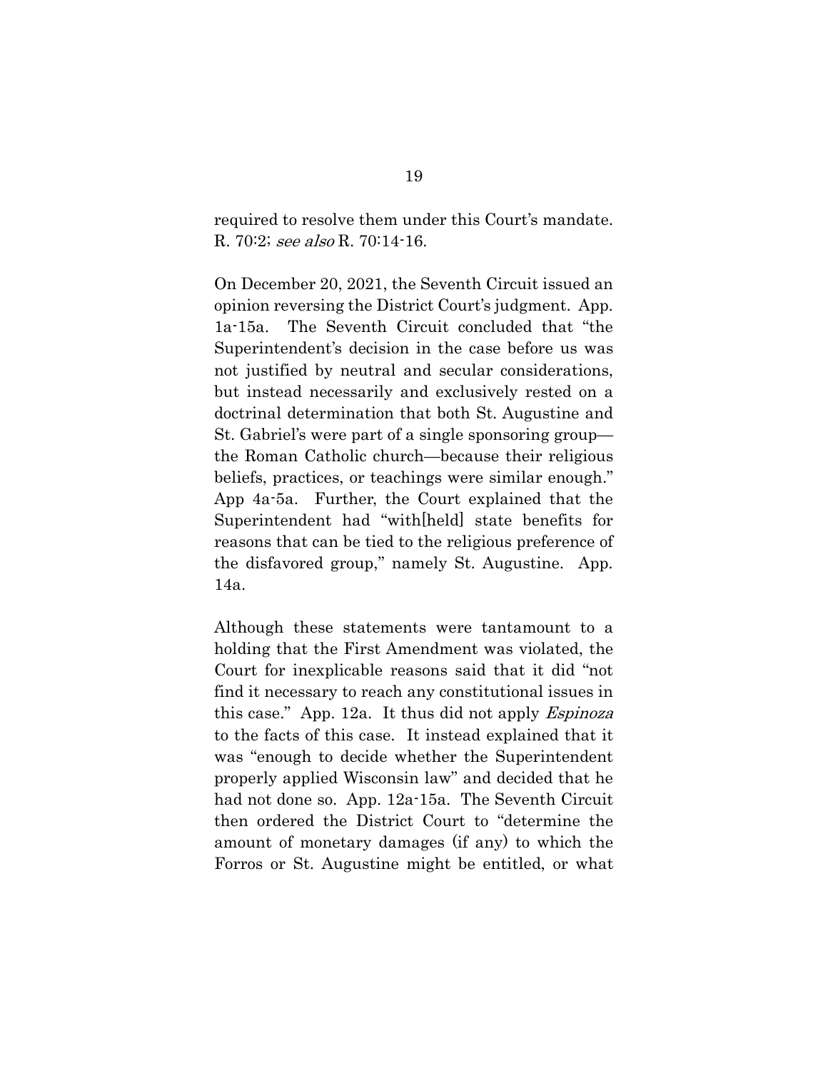required to resolve them under this Court's mandate. R. 70:2; *see also* R. 70:14-16.

On December 20, 2021, the Seventh Circuit issued an opinion reversing the District Court's judgment. App. 1a-15a. The Seventh Circuit concluded that "the Superintendent's decision in the case before us was not justified by neutral and secular considerations, but instead necessarily and exclusively rested on a doctrinal determination that both St. Augustine and St. Gabriel's were part of a single sponsoring group—the Roman Catholic church—because their religious beliefs, practices, or teachings were similar enough." App 4a-5a. Further, the Court explained that the Superintendent had "with[held] state benefits for reasons that can be tied to the religious preference of the disfavored group," namely St. Augustine. App. 14a.

Although these statements were tantamount to a holding that the First Amendment was violated, the Court for inexplicable reasons said that it did "not find it necessary to reach any constitutional issues in this case." App. 12a. It thus did not apply *Espinoza* to the facts of this case. It instead explained that it was "enough to decide whether the Superintendent properly applied Wisconsin law" and decided that he had not done so. App. 12a-15a. The Seventh Circuit then ordered the District Court to "determine the amount of monetary damages (if any) to which the Forros or St. Augustine might be entitled, or what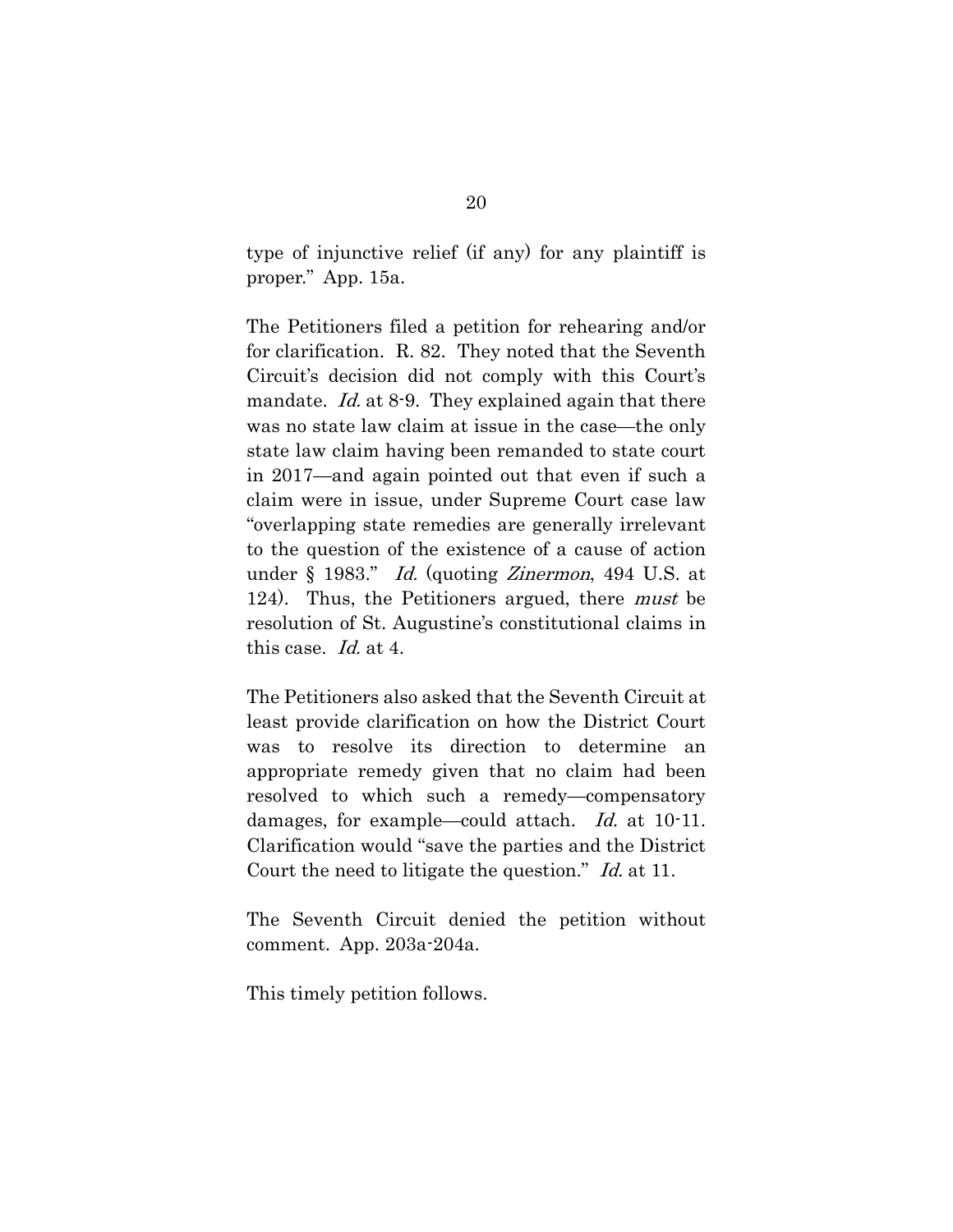type of injunctive relief (if any) for any plaintiff is proper." App. 15a.

The Petitioners filed a petition for rehearing and/or for clarification. R. 82. They noted that the Seventh Circuit's decision did not comply with this Court's mandate. *Id.* at 8-9. They explained again that there was no state law claim at issue in the case—the only state law claim having been remanded to state court in 2017—and again pointed out that even if such a claim were in issue, under Supreme Court case law "overlapping state remedies are generally irrelevant to the question of the existence of a cause of action under § 1983." *Id.* (quoting *Zinermon*, 494 U.S. at 124). Thus, the Petitioners argued, there *must* be resolution of St. Augustine's constitutional claims in this case. *Id.* at 4.

The Petitioners also asked that the Seventh Circuit at least provide clarification on how the District Court was to resolve its direction to determine an appropriate remedy given that no claim had been resolved to which such a remedy—compensatory damages, for example—could attach. *Id.* at 10-11. Clarification would "save the parties and the District Court the need to litigate the question." *Id.* at 11.

The Seventh Circuit denied the petition without comment. App. 203a-204a.

This timely petition follows.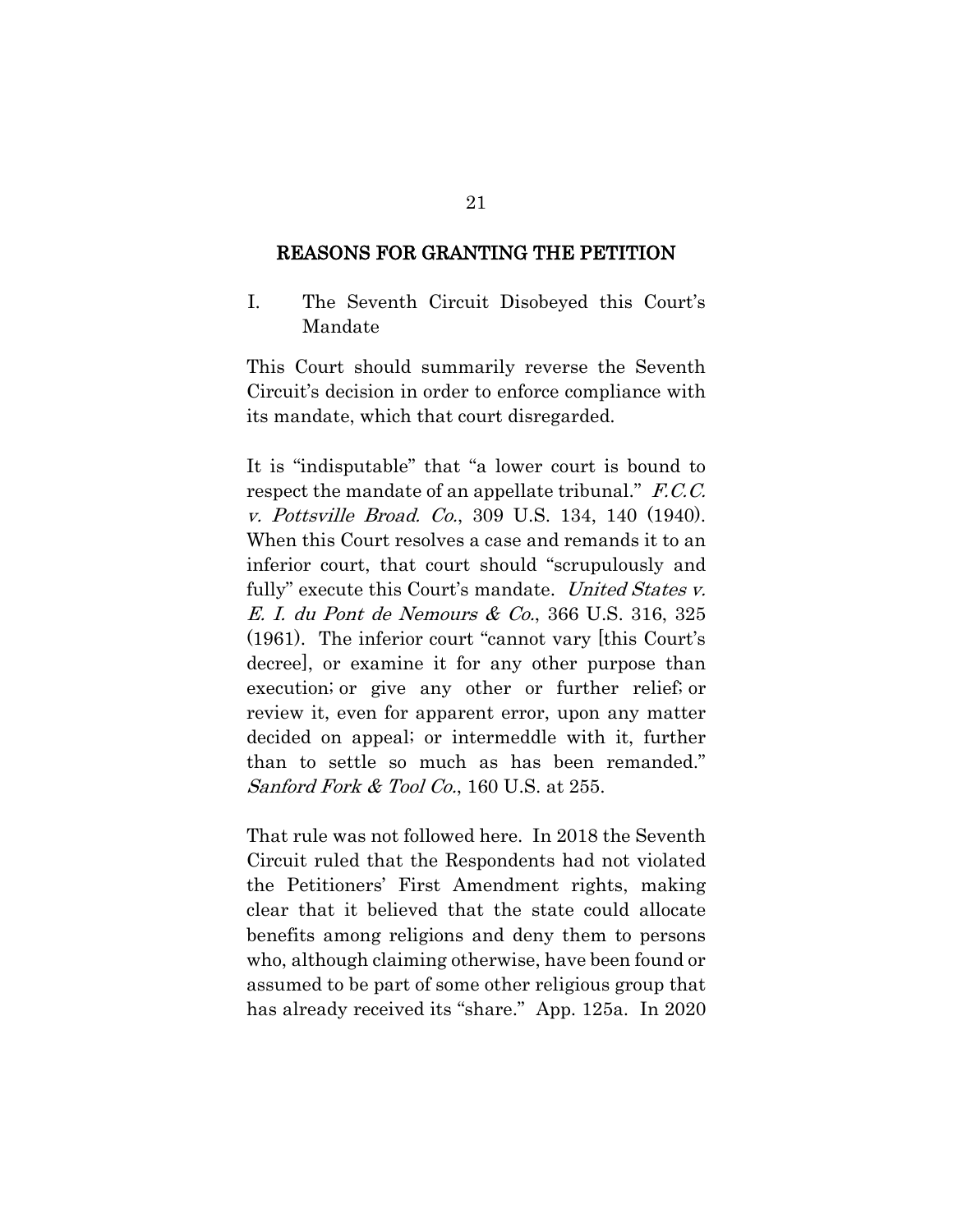## REASONS FOR GRANTING THE PETITION

### I. The Seventh Circuit Disobeyed this Court's Mandate

This Court should summarily reverse the Seventh Circuit's decision in order to enforce compliance with its mandate, which that court disregarded.

It is "indisputable" that "a lower court is bound to respect the mandate of an appellate tribunal." *F.C.C. v. Pottsville Broad. Co.*, 309 U.S. 134, 140 (1940). When this Court resolves a case and remands it to an inferior court, that court should "scrupulously and fully" execute this Court's mandate. *United States v. E. I. du Pont de Nemours & Co.*, 366 U.S. 316, 325 (1961). The inferior court "cannot vary [this Court's decree], or examine it for any other purpose than execution; or give any other or further relief; or review it, even for apparent error, upon any matter decided on appeal; or intermeddle with it, further than to settle so much as has been remanded." *Sanford Fork & Tool Co.*, 160 U.S. at 255.

That rule was not followed here. In 2018 the Seventh Circuit ruled that the Respondents had not violated the Petitioners' First Amendment rights, making clear that it believed that the state could allocate benefits among religions and deny them to persons who, although claiming otherwise, have been found or assumed to be part of some other religious group that has already received its "share." App. 125a. In 2020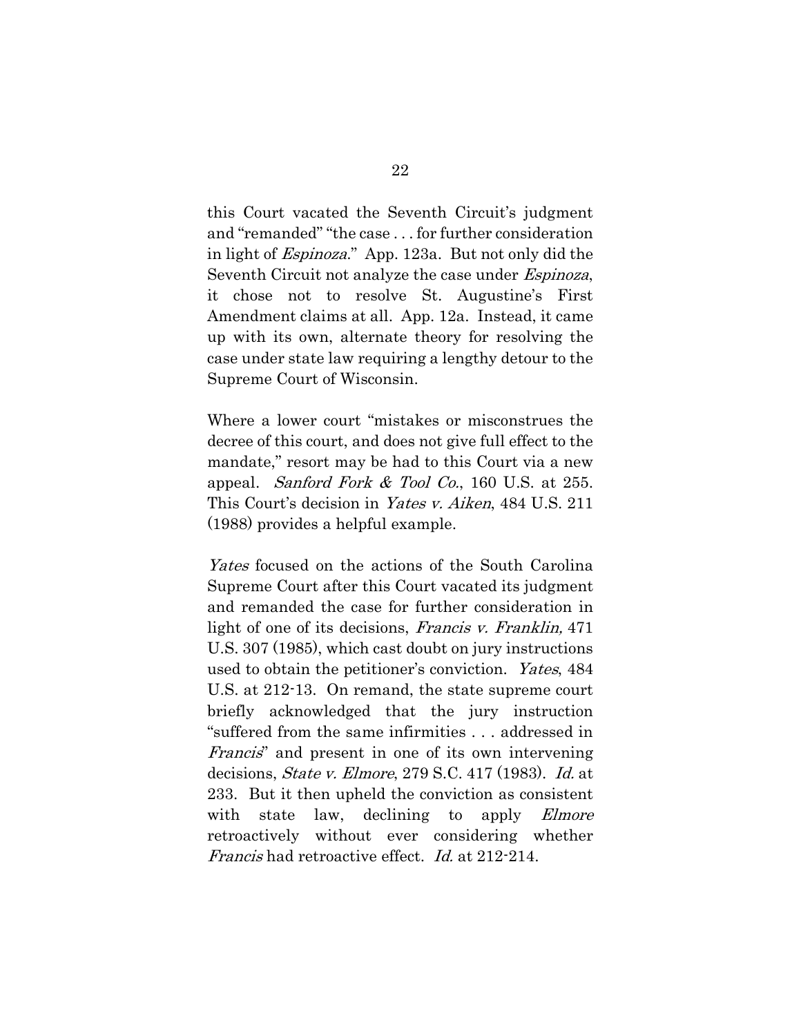this Court vacated the Seventh Circuit's judgment and "remanded" "the case . . . for further consideration in light of *Espinoza*." App. 123a. But not only did the Seventh Circuit not analyze the case under *Espinoza*, it chose not to resolve St. Augustine's First Amendment claims at all. App. 12a. Instead, it came up with its own, alternate theory for resolving the case under state law requiring a lengthy detour to the Supreme Court of Wisconsin.

Where a lower court "mistakes or misconstrues the decree of this court, and does not give full effect to the mandate," resort may be had to this Court via a new appeal. *Sanford Fork & Tool Co.*, 160 U.S. at 255. This Court's decision in *Yates v. Aiken*, 484 U.S. 211 (1988) provides a helpful example.

*Yates* focused on the actions of the South Carolina Supreme Court after this Court vacated its judgment and remanded the case for further consideration in light of one of its decisions, *Francis v. Franklin,* 471 U.S. 307 (1985), which cast doubt on jury instructions used to obtain the petitioner's conviction. *Yates*, 484 U.S. at 212-13. On remand, the state supreme court briefly acknowledged that the jury instruction "suffered from the same infirmities . . . addressed in *Francis*" and present in one of its own intervening decisions, *State v. Elmore*, 279 S.C. 417 (1983). *Id.* at 233. But it then upheld the conviction as consistent with state law, declining to apply *Elmore* retroactively without ever considering whether *Francis* had retroactive effect. *Id.* at 212-214.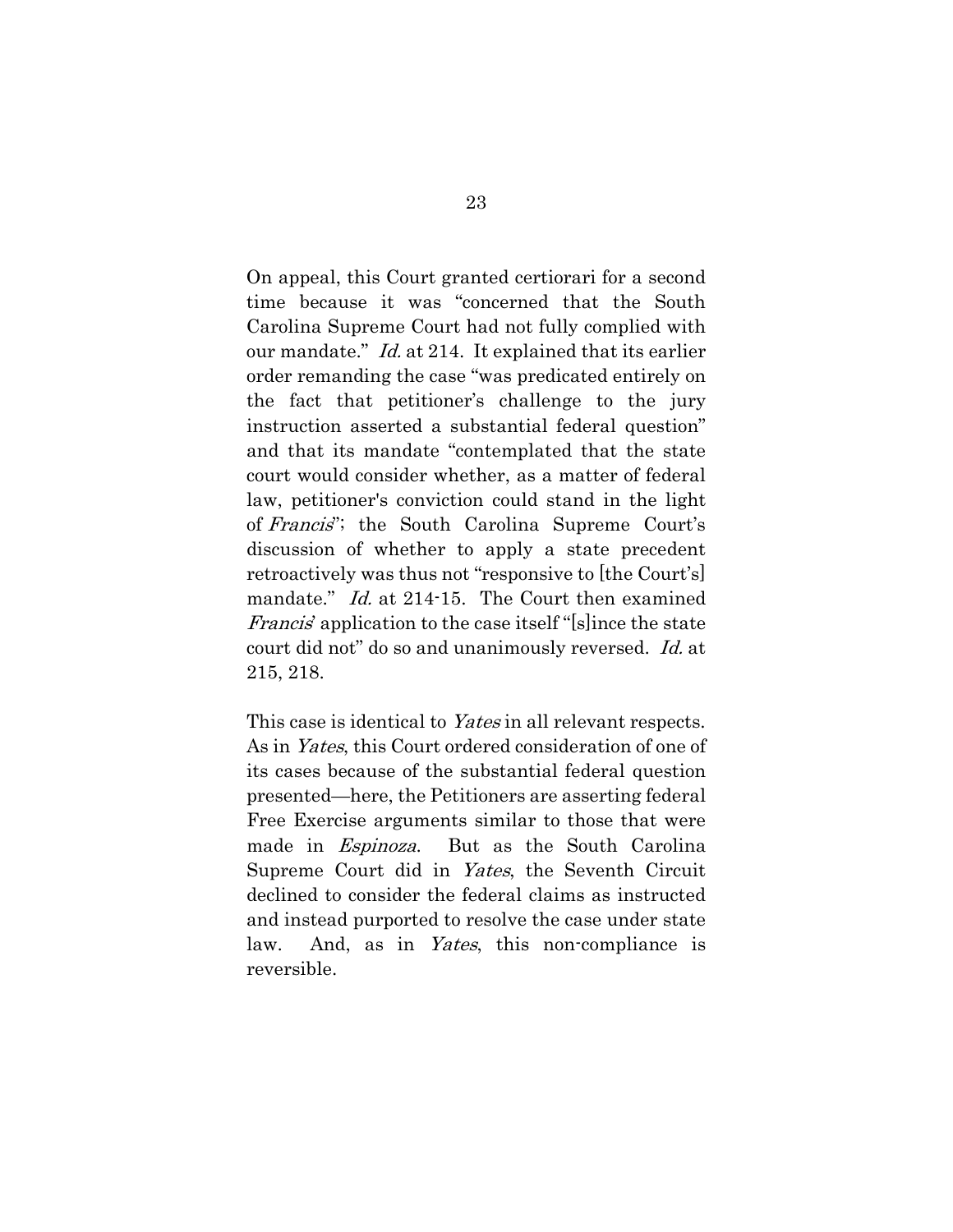On appeal, this Court granted certiorari for a second time because it was "concerned that the South Carolina Supreme Court had not fully complied with our mandate." *Id.* at 214. It explained that its earlier order remanding the case "was predicated entirely on the fact that petitioner's challenge to the jury instruction asserted a substantial federal question" and that its mandate "contemplated that the state court would consider whether, as a matter of federal law, petitioner's conviction could stand in the light of *Francis*"; the South Carolina Supreme Court's discussion of whether to apply a state precedent retroactively was thus not "responsive to [the Court's] mandate." *Id.* at 214-15. The Court then examined *Francis*' application to the case itself "[s]ince the state court did not" do so and unanimously reversed. *Id.* at 215, 218.

This case is identical to *Yates* in all relevant respects. As in *Yates*, this Court ordered consideration of one of its cases because of the substantial federal question presented—here, the Petitioners are asserting federal Free Exercise arguments similar to those that were made in *Espinoza*. But as the South Carolina Supreme Court did in *Yates*, the Seventh Circuit declined to consider the federal claims as instructed and instead purported to resolve the case under state law. And, as in *Yates*, this non-compliance is reversible.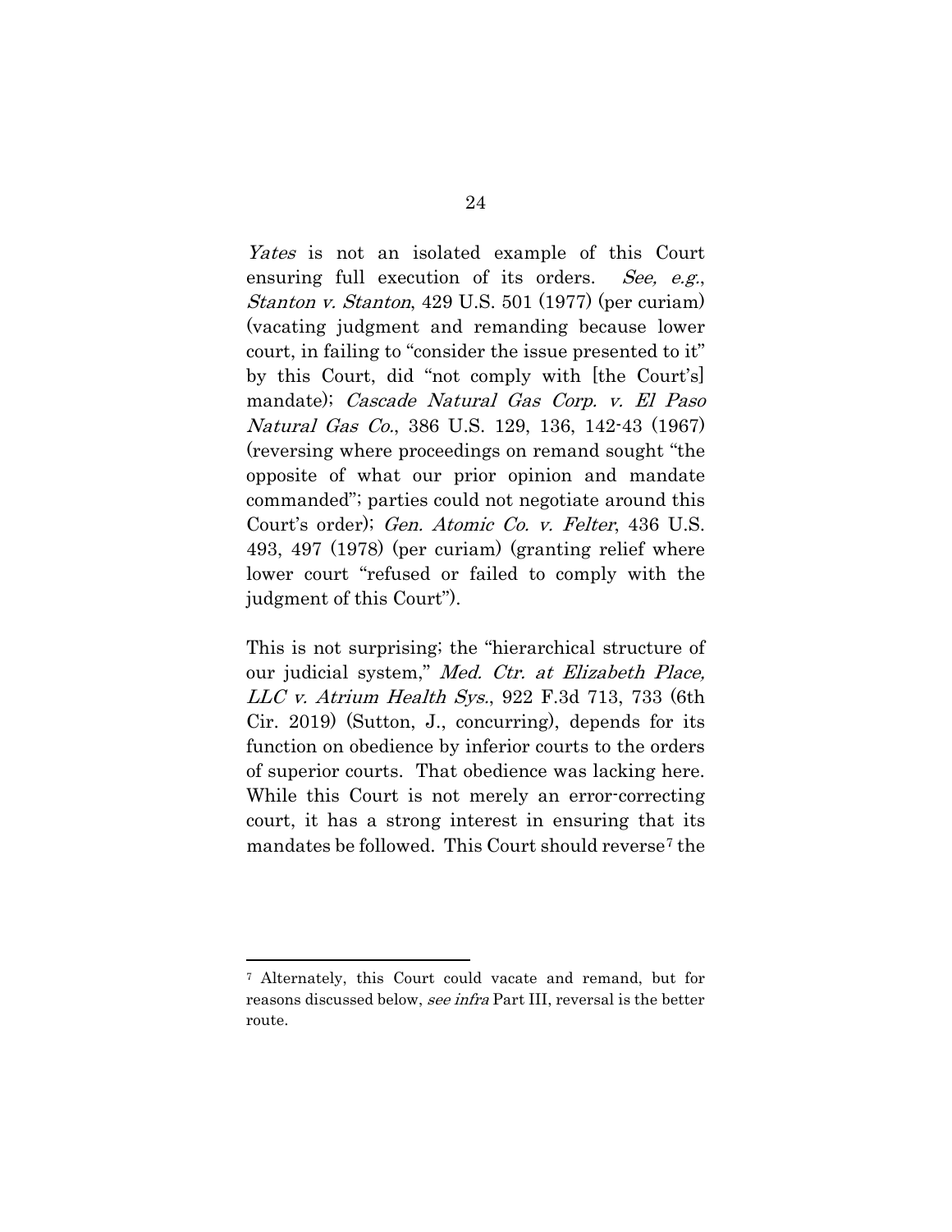*Yates* is not an isolated example of this Court ensuring full execution of its orders. *See, e.g.*, *Stanton v. Stanton*, 429 U.S. 501 (1977) (per curiam) (vacating judgment and remanding because lower court, in failing to "consider the issue presented to it" by this Court, did "not comply with [the Court's] mandate); *Cascade Natural Gas Corp. v. El Paso Natural Gas Co.*, 386 U.S. 129, 136, 142-43 (1967) (reversing where proceedings on remand sought "the opposite of what our prior opinion and mandate commanded"; parties could not negotiate around this Court's order); *Gen. Atomic Co. v. Felter*, 436 U.S. 493, 497 (1978) (per curiam) (granting relief where lower court "refused or failed to comply with the judgment of this Court").

This is not surprising; the "hierarchical structure of our judicial system," *Med. Ctr. at Elizabeth Place, LLC v. Atrium Health Sys.*, 922 F.3d 713, 733 (6th Cir. 2019) (Sutton, J., concurring), depends for its function on obedience by inferior courts to the orders of superior courts. That obedience was lacking here. While this Court is not merely an error-correcting court, it has a strong interest in ensuring that its mandates be followed. This Court should reverse[7] the

[7] Alternately, this Court could vacate and remand, but for reasons discussed below, *see infra* Part III, reversal is the better route.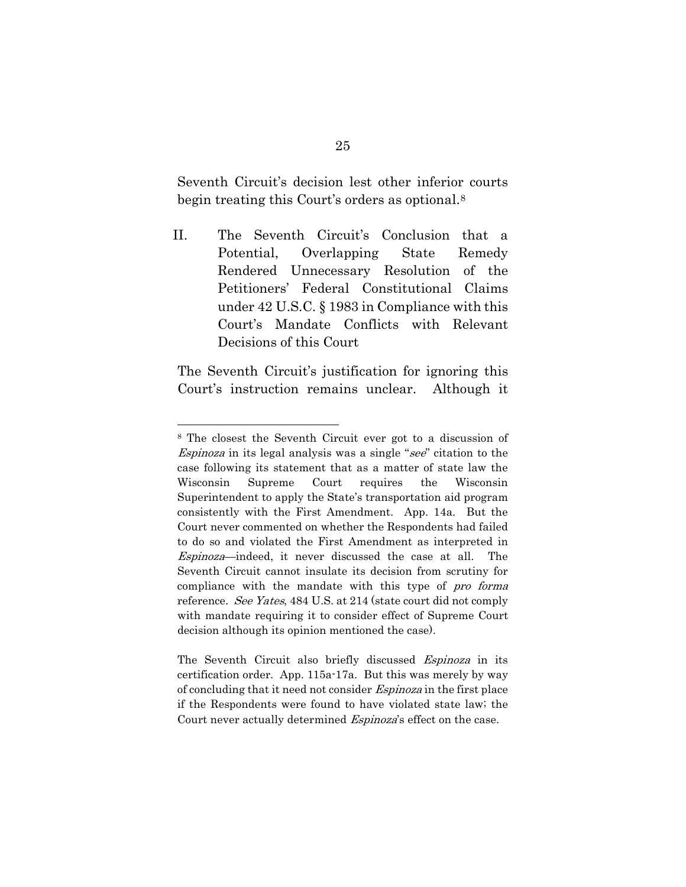Seventh Circuit's decision lest other inferior courts begin treating this Court's orders as optional.[8]

## II. The Seventh Circuit's Conclusion that a Potential, Overlapping State Remedy Rendered Unnecessary Resolution of the Petitioners' Federal Constitutional Claims under 42 U.S.C. § 1983 in Compliance with this Court's Mandate Conflicts with Relevant Decisions of this Court

The Seventh Circuit's justification for ignoring this Court's instruction remains unclear. Although it

---

[8] The closest the Seventh Circuit ever got to a discussion of *Espinoza* in its legal analysis was a single "*see*" citation to the case following its statement that as a matter of state law the Wisconsin Supreme Court requires the Wisconsin Superintendent to apply the State's transportation aid program consistently with the First Amendment. App. 14a. But the Court never commented on whether the Respondents had failed to do so and violated the First Amendment as interpreted in *Espinoza*—indeed, it never discussed the case at all. The Seventh Circuit cannot insulate its decision from scrutiny for compliance with the mandate with this type of *pro forma* reference. *See Yates*, 484 U.S. at 214 (state court did not comply with mandate requiring it to consider effect of Supreme Court decision although its opinion mentioned the case).

The Seventh Circuit also briefly discussed *Espinoza* in its certification order. App. 115a-17a. But this was merely by way of concluding that it need not consider *Espinoza* in the first place if the Respondents were found to have violated state law; the Court never actually determined *Espinoza*'s effect on the case.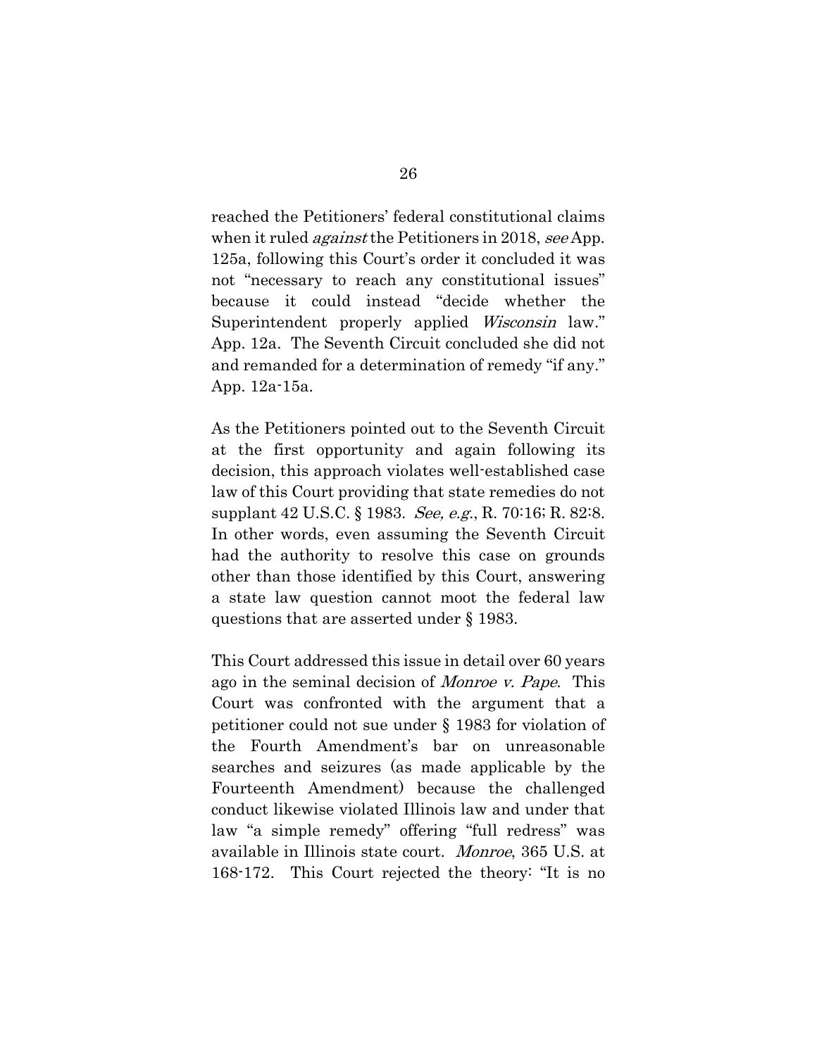reached the Petitioners' federal constitutional claims when it ruled *against* the Petitioners in 2018, *see* App. 125a, following this Court's order it concluded it was not "necessary to reach any constitutional issues" because it could instead "decide whether the Superintendent properly applied *Wisconsin* law." App. 12a. The Seventh Circuit concluded she did not and remanded for a determination of remedy "if any." App. 12a-15a.

As the Petitioners pointed out to the Seventh Circuit at the first opportunity and again following its decision, this approach violates well-established case law of this Court providing that state remedies do not supplant 42 U.S.C. § 1983. *See, e.g.*, R. 70:16; R. 82:8. In other words, even assuming the Seventh Circuit had the authority to resolve this case on grounds other than those identified by this Court, answering a state law question cannot moot the federal law questions that are asserted under § 1983.

This Court addressed this issue in detail over 60 years ago in the seminal decision of *Monroe v. Pape*. This Court was confronted with the argument that a petitioner could not sue under § 1983 for violation of the Fourth Amendment's bar on unreasonable searches and seizures (as made applicable by the Fourteenth Amendment) because the challenged conduct likewise violated Illinois law and under that law "a simple remedy" offering "full redress" was available in Illinois state court. *Monroe*, 365 U.S. at 168-172. This Court rejected the theory: "It is no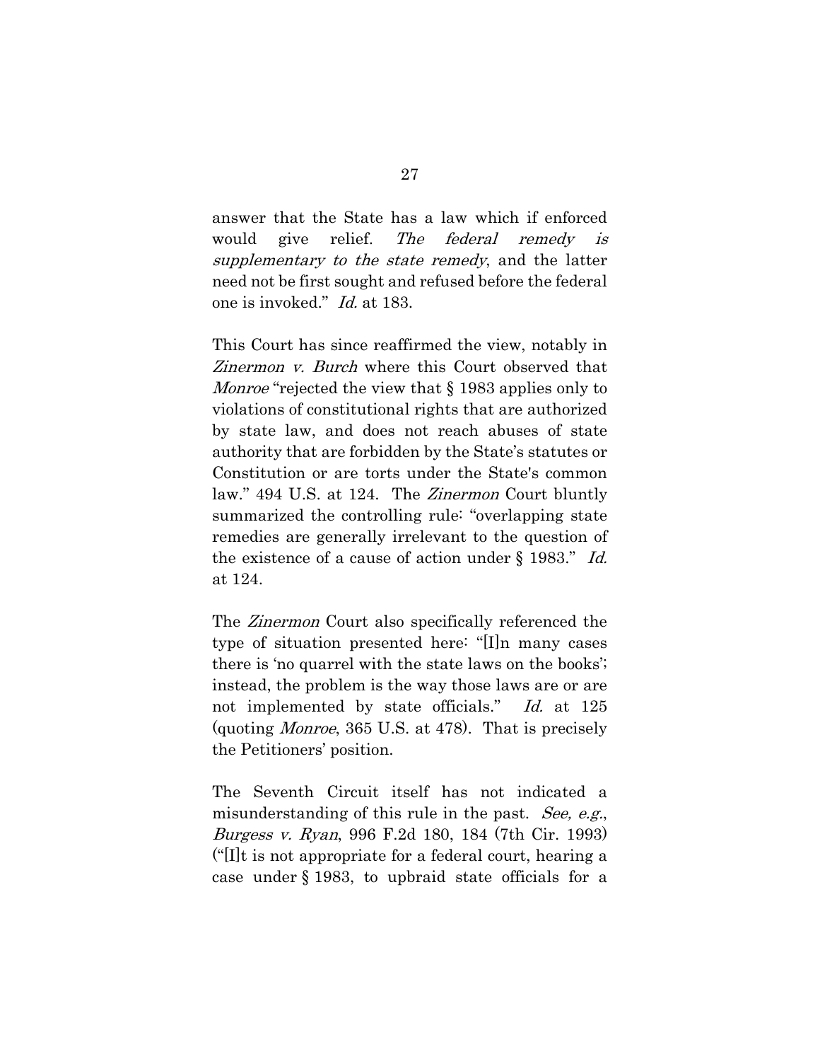answer that the State has a law which if enforced would give relief. *The federal remedy is supplementary to the state remedy*, and the latter need not be first sought and refused before the federal one is invoked." *Id.* at 183.

This Court has since reaffirmed the view, notably in *Zinermon v. Burch* where this Court observed that *Monroe* "rejected the view that § 1983 applies only to violations of constitutional rights that are authorized by state law, and does not reach abuses of state authority that are forbidden by the State's statutes or Constitution or are torts under the State's common law." 494 U.S. at 124. The *Zinermon* Court bluntly summarized the controlling rule: "overlapping state remedies are generally irrelevant to the question of the existence of a cause of action under § 1983." *Id.* at 124.

The *Zinermon* Court also specifically referenced the type of situation presented here: "[I]n many cases there is 'no quarrel with the state laws on the books'; instead, the problem is the way those laws are or are not implemented by state officials." *Id.* at 125 (quoting *Monroe*, 365 U.S. at 478). That is precisely the Petitioners' position.

The Seventh Circuit itself has not indicated a misunderstanding of this rule in the past. *See, e.g.*, *Burgess v. Ryan*, 996 F.2d 180, 184 (7th Cir. 1993) ("[I]t is not appropriate for a federal court, hearing a case under § 1983, to upbraid state officials for a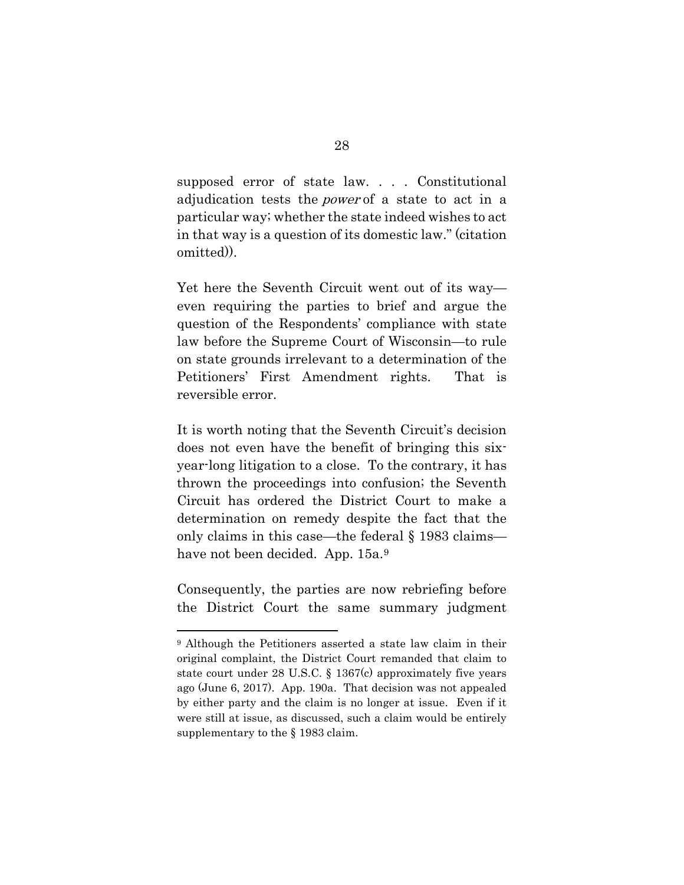supposed error of state law. . . . Constitutional adjudication tests the *power* of a state to act in a particular way; whether the state indeed wishes to act in that way is a question of its domestic law." (citation omitted)).

Yet here the Seventh Circuit went out of its way—even requiring the parties to brief and argue the question of the Respondents' compliance with state law before the Supreme Court of Wisconsin—to rule on state grounds irrelevant to a determination of the Petitioners' First Amendment rights. That is reversible error.

It is worth noting that the Seventh Circuit's decision does not even have the benefit of bringing this six-year-long litigation to a close. To the contrary, it has thrown the proceedings into confusion; the Seventh Circuit has ordered the District Court to make a determination on remedy despite the fact that the only claims in this case—the federal § 1983 claims—have not been decided. App. 15a.[9]

Consequently, the parties are now rebriefing before the District Court the same summary judgment

---

[9] Although the Petitioners asserted a state law claim in their original complaint, the District Court remanded that claim to state court under 28 U.S.C. § 1367(c) approximately five years ago (June 6, 2017). App. 190a. That decision was not appealed by either party and the claim is no longer at issue. Even if it were still at issue, as discussed, such a claim would be entirely supplementary to the § 1983 claim.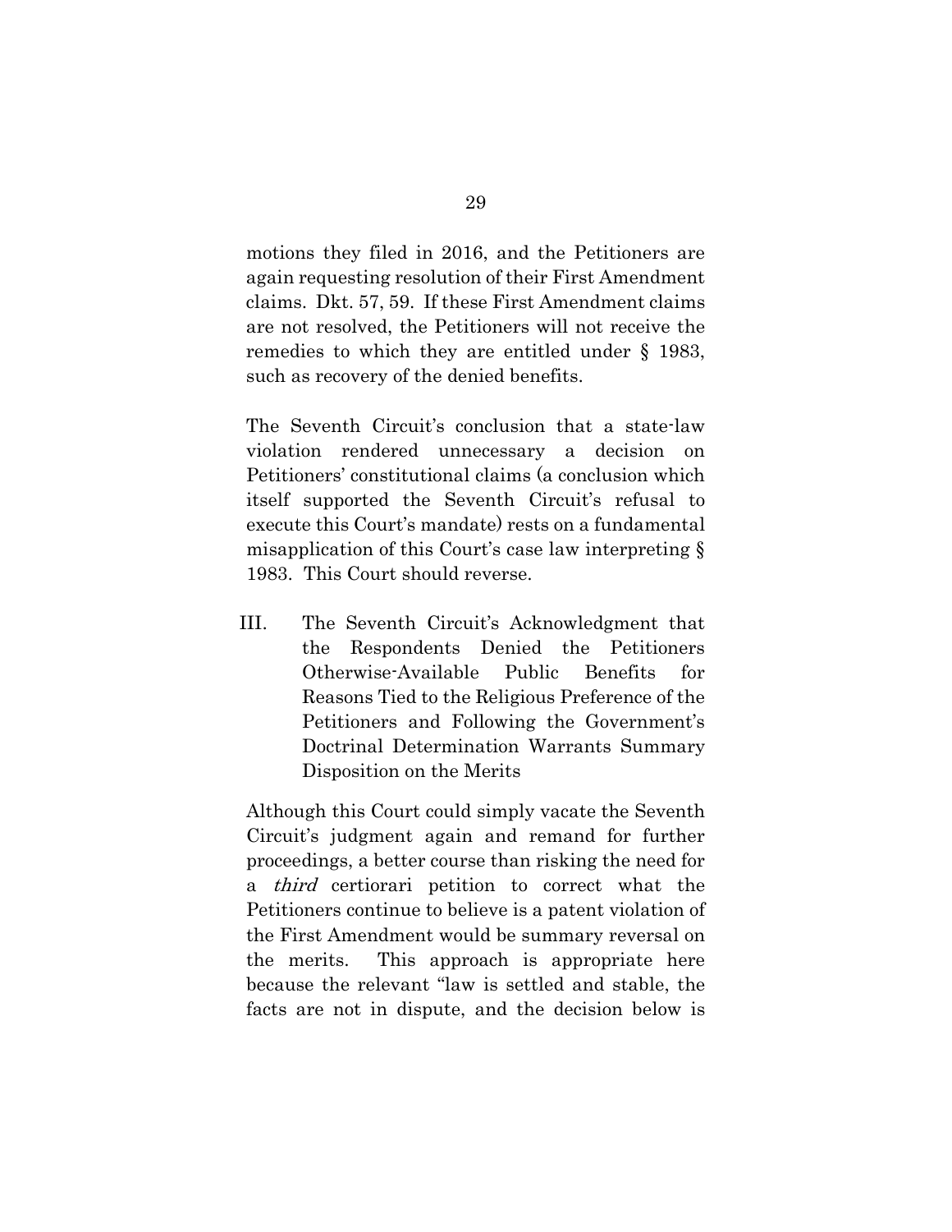motions they filed in 2016, and the Petitioners are again requesting resolution of their First Amendment claims. Dkt. 57, 59. If these First Amendment claims are not resolved, the Petitioners will not receive the remedies to which they are entitled under § 1983, such as recovery of the denied benefits.

The Seventh Circuit's conclusion that a state-law violation rendered unnecessary a decision on Petitioners' constitutional claims (a conclusion which itself supported the Seventh Circuit's refusal to execute this Court's mandate) rests on a fundamental misapplication of this Court's case law interpreting § 1983. This Court should reverse.

## III. The Seventh Circuit's Acknowledgment that the Respondents Denied the Petitioners Otherwise-Available Public Benefits for Reasons Tied to the Religious Preference of the Petitioners and Following the Government's Doctrinal Determination Warrants Summary Disposition on the Merits

Although this Court could simply vacate the Seventh Circuit's judgment again and remand for further proceedings, a better course than risking the need for a *third* certiorari petition to correct what the Petitioners continue to believe is a patent violation of the First Amendment would be summary reversal on the merits. This approach is appropriate here because the relevant "law is settled and stable, the facts are not in dispute, and the decision below is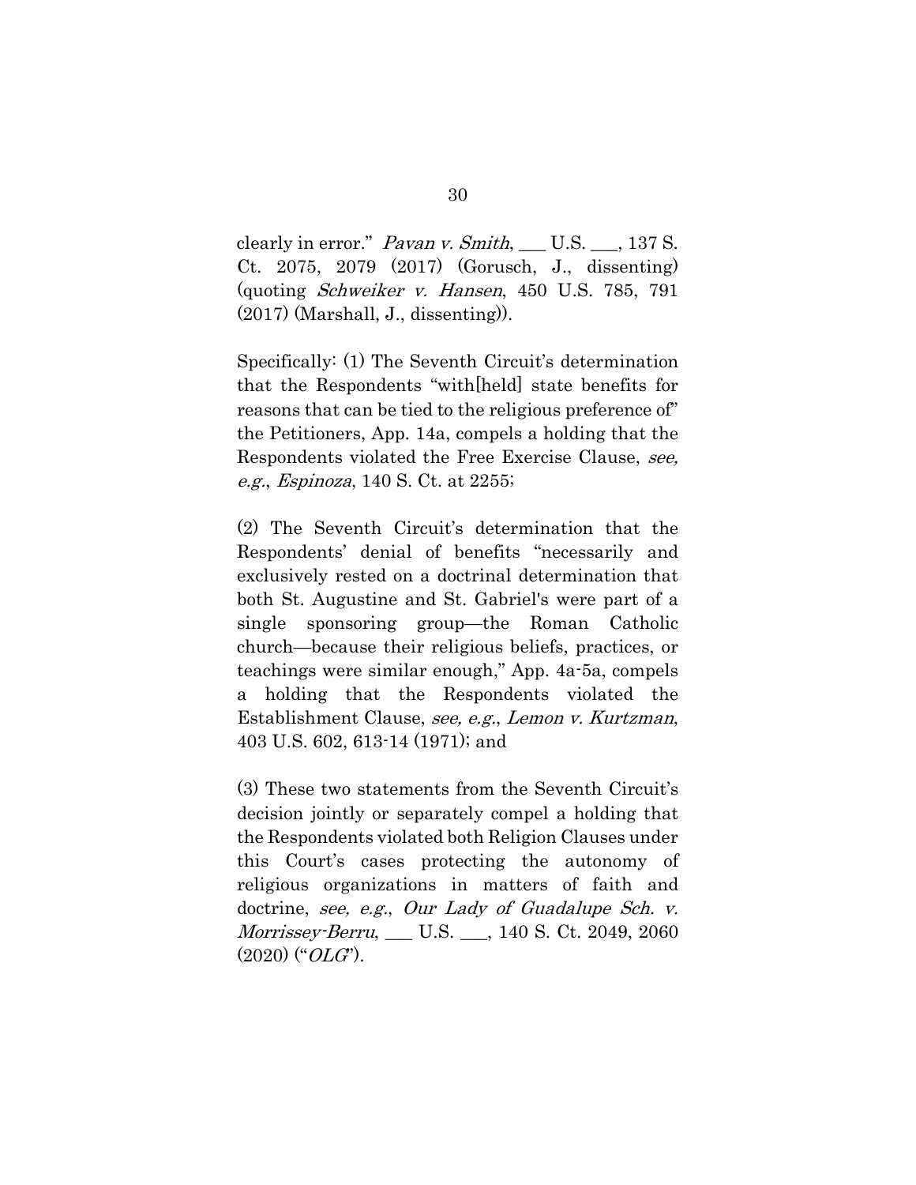clearly in error." *Pavan v. Smith*, ___ U.S. ___, 137 S. Ct. 2075, 2079 (2017) (Gorusch, J., dissenting) (quoting *Schweiker v. Hansen*, 450 U.S. 785, 791 (2017) (Marshall, J., dissenting)).

Specifically: (1) The Seventh Circuit's determination that the Respondents "with[held] state benefits for reasons that can be tied to the religious preference of" the Petitioners, App. 14a, compels a holding that the Respondents violated the Free Exercise Clause, *see, e.g.*, *Espinoza*, 140 S. Ct. at 2255;

(2) The Seventh Circuit's determination that the Respondents' denial of benefits "necessarily and exclusively rested on a doctrinal determination that both St. Augustine and St. Gabriel's were part of a single sponsoring group—the Roman Catholic church—because their religious beliefs, practices, or teachings were similar enough," App. 4a-5a, compels a holding that the Respondents violated the Establishment Clause, *see, e.g.*, *Lemon v. Kurtzman*, 403 U.S. 602, 613-14 (1971); and

(3) These two statements from the Seventh Circuit's decision jointly or separately compel a holding that the Respondents violated both Religion Clauses under this Court's cases protecting the autonomy of religious organizations in matters of faith and doctrine, *see, e.g.*, *Our Lady of Guadalupe Sch. v. Morrissey-Berru*, ___ U.S. ___, 140 S. Ct. 2049, 2060 (2020) ("*OLG*").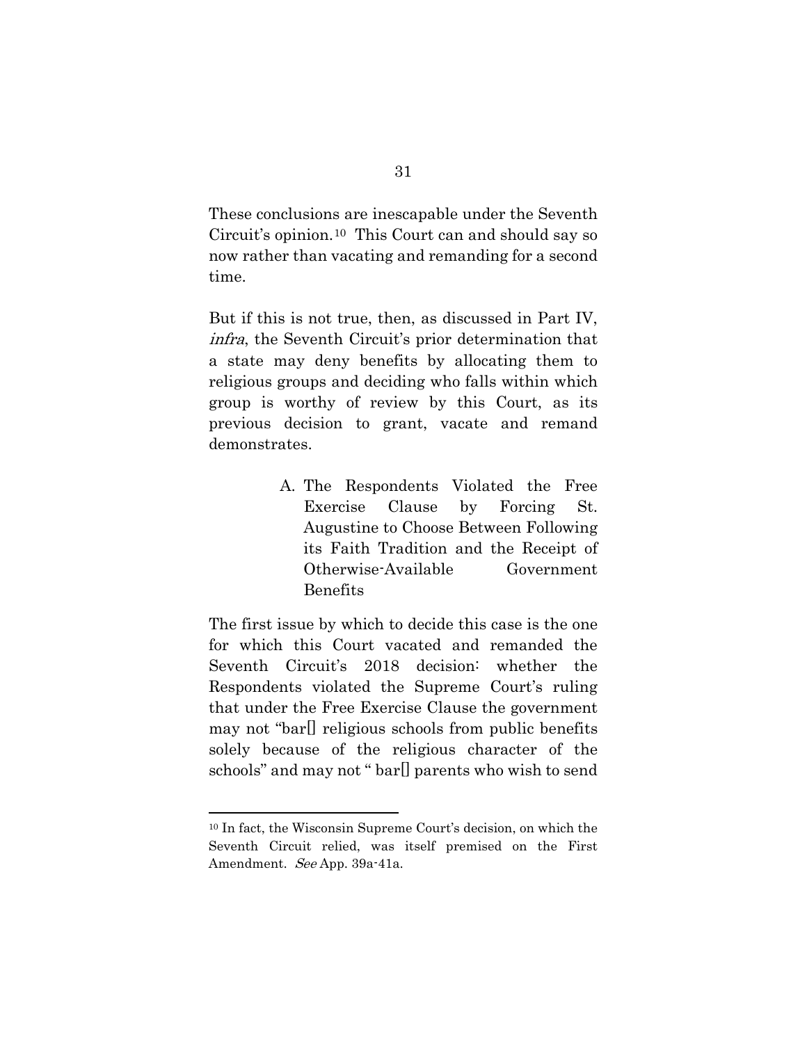These conclusions are inescapable under the Seventh Circuit's opinion.[10] This Court can and should say so now rather than vacating and remanding for a second time.

But if this is not true, then, as discussed in Part IV, *infra*, the Seventh Circuit's prior determination that a state may deny benefits by allocating them to religious groups and deciding who falls within which group is worthy of review by this Court, as its previous decision to grant, vacate and remand demonstrates.

### A. The Respondents Violated the Free Exercise Clause by Forcing St. Augustine to Choose Between Following its Faith Tradition and the Receipt of Otherwise-Available Government Benefits

The first issue by which to decide this case is the one for which this Court vacated and remanded the Seventh Circuit's 2018 decision: whether the Respondents violated the Supreme Court's ruling that under the Free Exercise Clause the government may not "bar[] religious schools from public benefits solely because of the religious character of the schools" and may not " bar[] parents who wish to send

---

[10] In fact, the Wisconsin Supreme Court's decision, on which the Seventh Circuit relied, was itself premised on the First Amendment. *See* App. 39a-41a.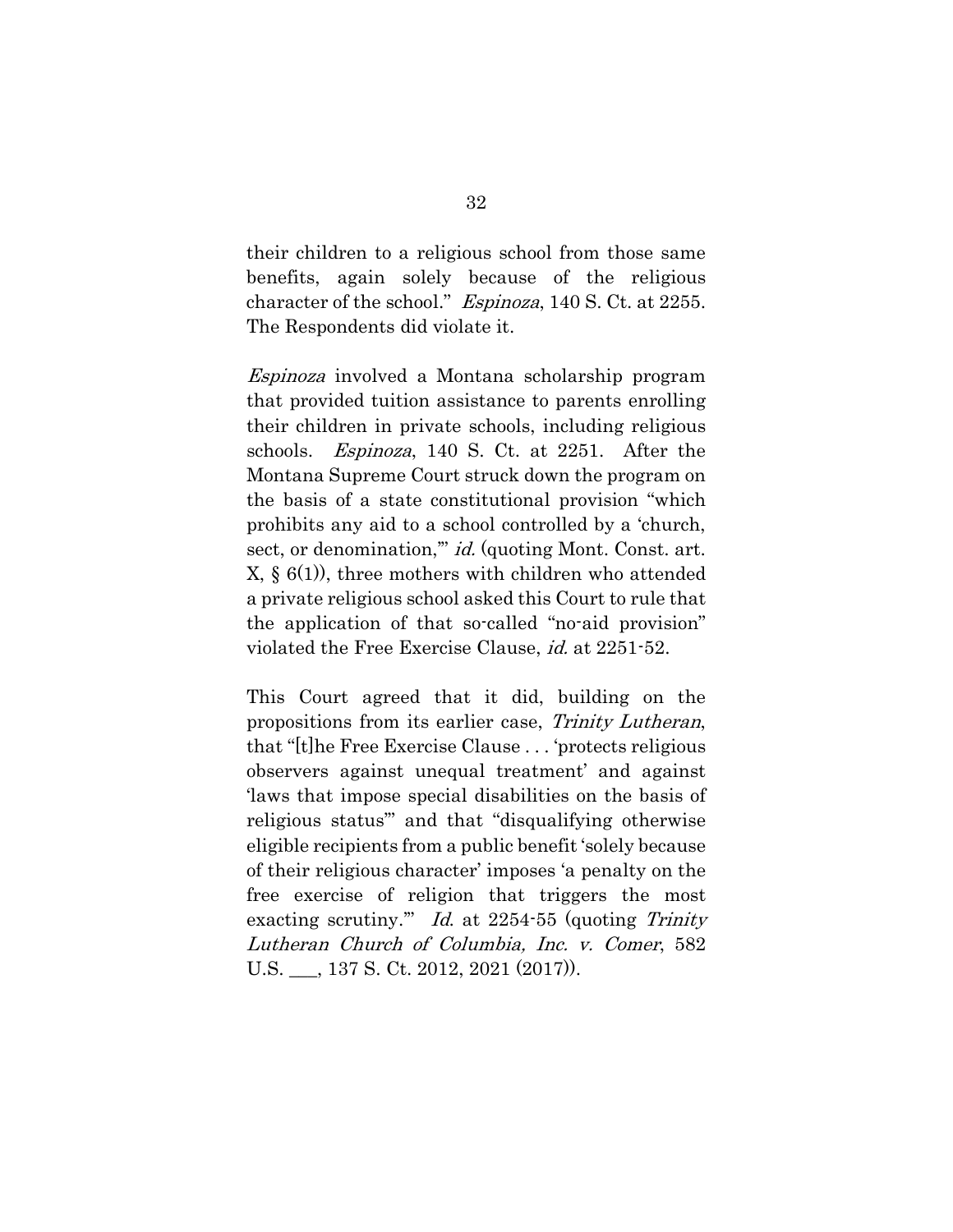their children to a religious school from those same benefits, again solely because of the religious character of the school." *Espinoza*, 140 S. Ct. at 2255. The Respondents did violate it.

*Espinoza* involved a Montana scholarship program that provided tuition assistance to parents enrolling their children in private schools, including religious schools. *Espinoza*, 140 S. Ct. at 2251. After the Montana Supreme Court struck down the program on the basis of a state constitutional provision "which prohibits any aid to a school controlled by a 'church, sect, or denomination,'" *id.* (quoting Mont. Const. art. X, § 6(1)), three mothers with children who attended a private religious school asked this Court to rule that the application of that so-called "no-aid provision" violated the Free Exercise Clause, *id.* at 2251-52.

This Court agreed that it did, building on the propositions from its earlier case, *Trinity Lutheran*, that "[t]he Free Exercise Clause . . . 'protects religious observers against unequal treatment' and against 'laws that impose special disabilities on the basis of religious status'" and that "disqualifying otherwise eligible recipients from a public benefit 'solely because of their religious character' imposes 'a penalty on the free exercise of religion that triggers the most exacting scrutiny.'" *Id.* at 2254-55 (quoting *Trinity Lutheran Church of Columbia, Inc. v. Comer*, 582 U.S. ___, 137 S. Ct. 2012, 2021 (2017)).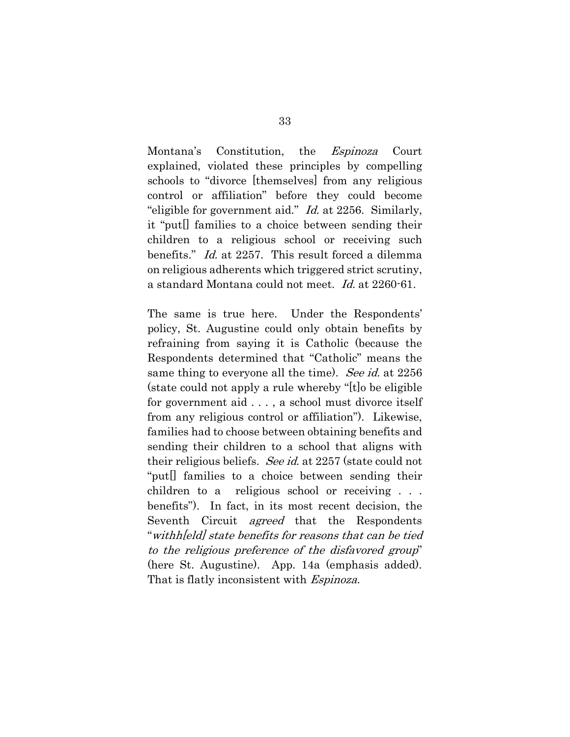Montana's Constitution, the *Espinoza* Court explained, violated these principles by compelling schools to "divorce [themselves] from any religious control or affiliation" before they could become "eligible for government aid." *Id.* at 2256. Similarly, it "put[] families to a choice between sending their children to a religious school or receiving such benefits." *Id.* at 2257. This result forced a dilemma on religious adherents which triggered strict scrutiny, a standard Montana could not meet. *Id.* at 2260-61.

The same is true here. Under the Respondents' policy, St. Augustine could only obtain benefits by refraining from saying it is Catholic (because the Respondents determined that "Catholic" means the same thing to everyone all the time). *See id.* at 2256 (state could not apply a rule whereby "[t]o be eligible for government aid . . . , a school must divorce itself from any religious control or affiliation"). Likewise, families had to choose between obtaining benefits and sending their children to a school that aligns with their religious beliefs. *See id.* at 2257 (state could not "put[] families to a choice between sending their children to a religious school or receiving . . . benefits"). In fact, in its most recent decision, the Seventh Circuit *agreed* that the Respondents "*withh[eld] state benefits for reasons that can be tied to the religious preference of the disfavored group*" (here St. Augustine). App. 14a (emphasis added). That is flatly inconsistent with *Espinoza*.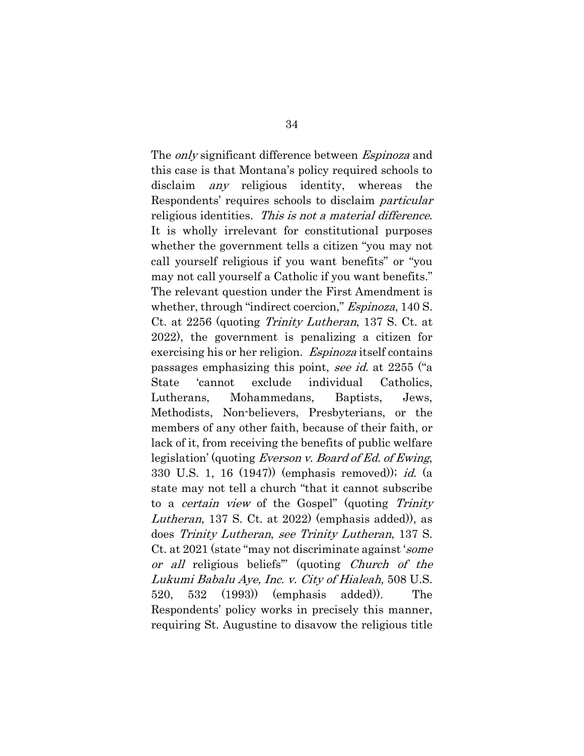The *only* significant difference between *Espinoza* and this case is that Montana's policy required schools to disclaim *any* religious identity, whereas the Respondents' requires schools to disclaim *particular* religious identities. *This is not a material difference*. It is wholly irrelevant for constitutional purposes whether the government tells a citizen "you may not call yourself religious if you want benefits" or "you may not call yourself a Catholic if you want benefits." The relevant question under the First Amendment is whether, through "indirect coercion," *Espinoza*, 140 S. Ct. at 2256 (quoting *Trinity Lutheran*, 137 S. Ct. at 2022), the government is penalizing a citizen for exercising his or her religion. *Espinoza* itself contains passages emphasizing this point, *see id.* at 2255 ("a State 'cannot exclude individual Catholics, Lutherans, Mohammedans, Baptists, Jews, Methodists, Non-believers, Presbyterians, or the members of any other faith, because of their faith, or lack of it, from receiving the benefits of public welfare legislation' (quoting *Everson v. Board of Ed. of Ewing*, 330 U.S. 1, 16 (1947)) (emphasis removed)); *id.* (a state may not tell a church "that it cannot subscribe to a *certain view* of the Gospel" (quoting *Trinity Lutheran*, 137 S. Ct. at 2022) (emphasis added)), as does *Trinity Lutheran*, *see Trinity Lutheran*, 137 S. Ct. at 2021 (state "may not discriminate against '*some or all* religious beliefs'" (quoting *Church of the Lukumi Babalu Aye, Inc. v. City of Hialeah*, 508 U.S. 520, 532 (1993)) (emphasis added)). The Respondents' policy works in precisely this manner, requiring St. Augustine to disavow the religious title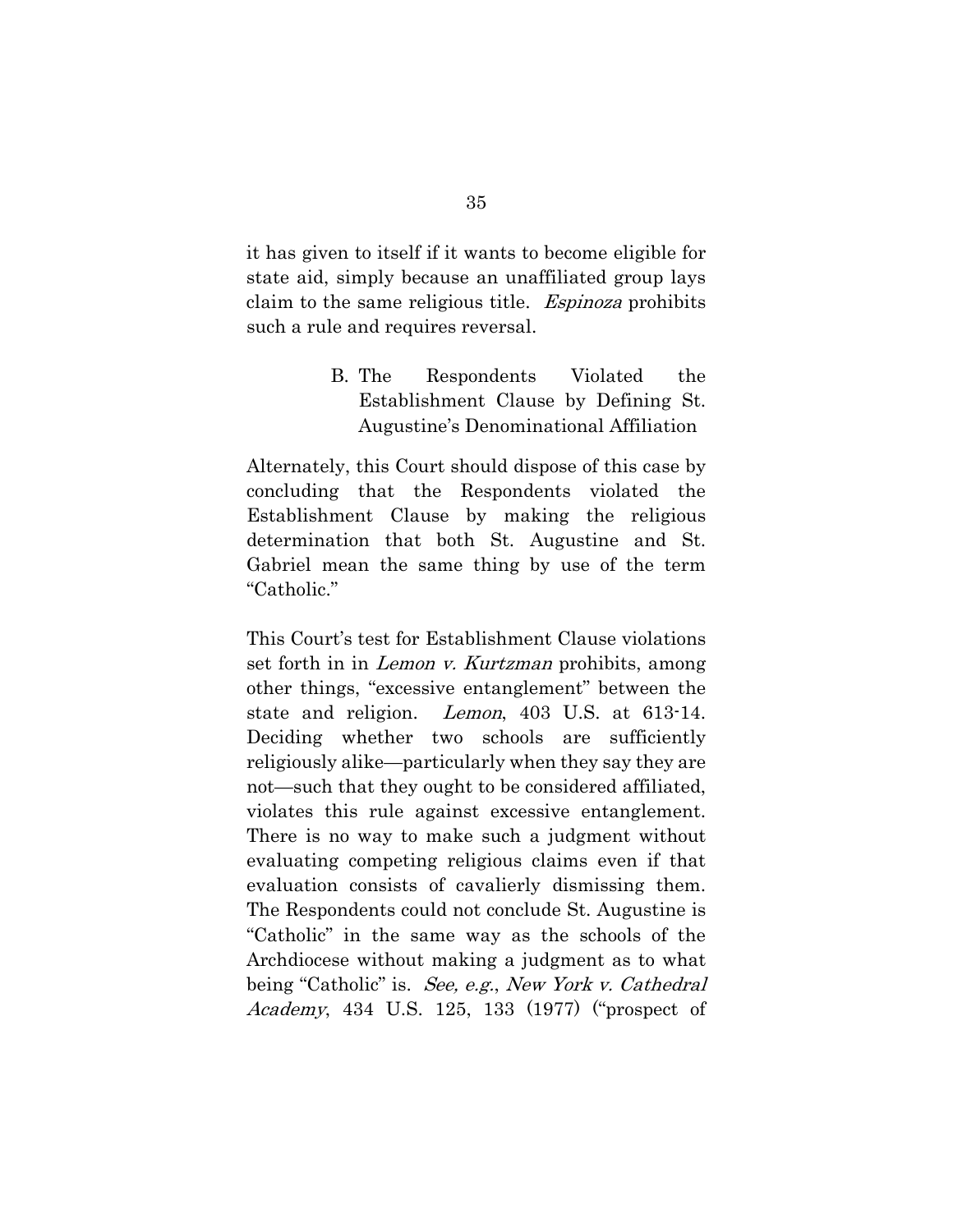it has given to itself if it wants to become eligible for state aid, simply because an unaffiliated group lays claim to the same religious title. *Espinoza* prohibits such a rule and requires reversal.

### B. The Respondents Violated the Establishment Clause by Defining St. Augustine's Denominational Affiliation

Alternately, this Court should dispose of this case by concluding that the Respondents violated the Establishment Clause by making the religious determination that both St. Augustine and St. Gabriel mean the same thing by use of the term "Catholic."

This Court's test for Establishment Clause violations set forth in in *Lemon v. Kurtzman* prohibits, among other things, "excessive entanglement" between the state and religion. *Lemon*, 403 U.S. at 613-14. Deciding whether two schools are sufficiently religiously alike—particularly when they say they are not—such that they ought to be considered affiliated, violates this rule against excessive entanglement. There is no way to make such a judgment without evaluating competing religious claims even if that evaluation consists of cavalierly dismissing them. The Respondents could not conclude St. Augustine is "Catholic" in the same way as the schools of the Archdiocese without making a judgment as to what being "Catholic" is. *See, e.g.*, *New York v. Cathedral Academy*, 434 U.S. 125, 133 (1977) ("prospect of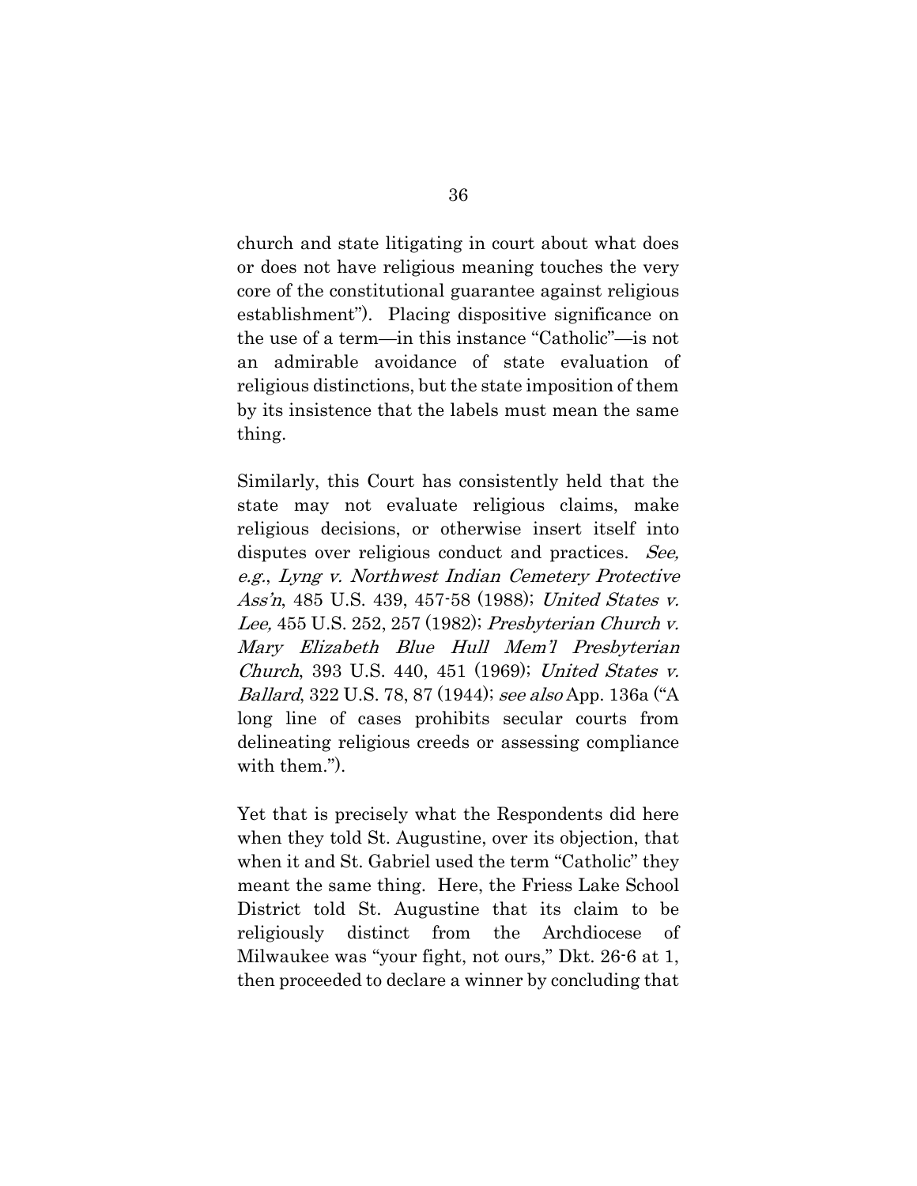church and state litigating in court about what does or does not have religious meaning touches the very core of the constitutional guarantee against religious establishment"). Placing dispositive significance on the use of a term—in this instance "Catholic"—is not an admirable avoidance of state evaluation of religious distinctions, but the state imposition of them by its insistence that the labels must mean the same thing.

Similarly, this Court has consistently held that the state may not evaluate religious claims, make religious decisions, or otherwise insert itself into disputes over religious conduct and practices. *See, e.g.*, *Lyng v. Northwest Indian Cemetery Protective Ass'n*, 485 U.S. 439, 457-58 (1988); *United States v. Lee,* 455 U.S. 252, 257 (1982); *Presbyterian Church v. Mary Elizabeth Blue Hull Mem'l Presbyterian Church*, 393 U.S. 440, 451 (1969); *United States v. Ballard*, 322 U.S. 78, 87 (1944); *see also* App. 136a ("A long line of cases prohibits secular courts from delineating religious creeds or assessing compliance with them.").

Yet that is precisely what the Respondents did here when they told St. Augustine, over its objection, that when it and St. Gabriel used the term "Catholic" they meant the same thing. Here, the Friess Lake School District told St. Augustine that its claim to be religiously distinct from the Archdiocese of Milwaukee was "your fight, not ours," Dkt. 26-6 at 1, then proceeded to declare a winner by concluding that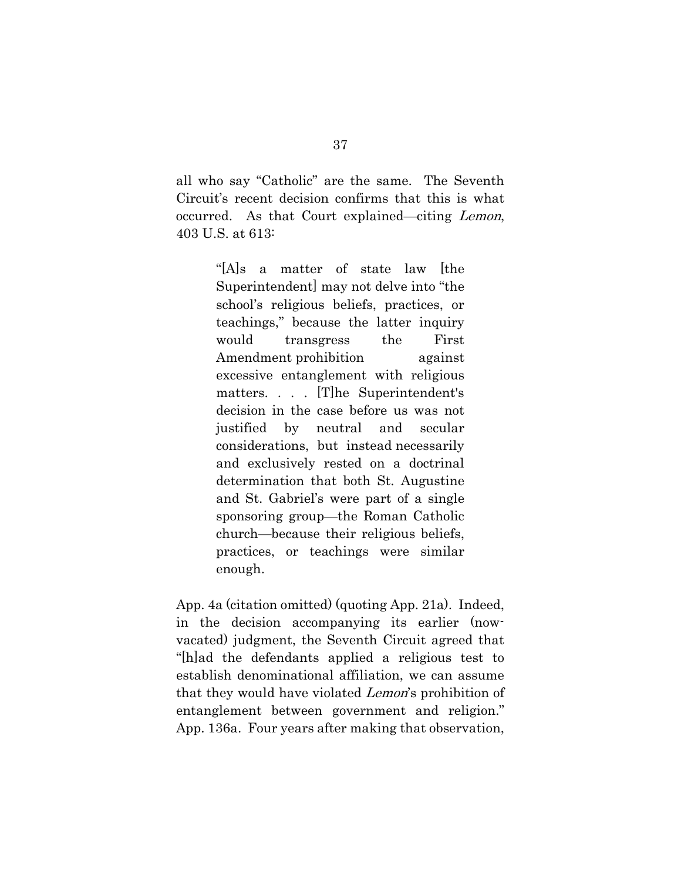all who say "Catholic" are the same. The Seventh Circuit's recent decision confirms that this is what occurred. As that Court explained—citing *Lemon*, 403 U.S. at 613:

> "[A]s a matter of state law [the Superintendent] may not delve into "the school's religious beliefs, practices, or teachings," because the latter inquiry would transgress the First Amendment prohibition against excessive entanglement with religious matters. . . . [T]he Superintendent's decision in the case before us was not justified by neutral and secular considerations, but instead necessarily and exclusively rested on a doctrinal determination that both St. Augustine and St. Gabriel's were part of a single sponsoring group—the Roman Catholic church—because their religious beliefs, practices, or teachings were similar enough.

App. 4a (citation omitted) (quoting App. 21a). Indeed, in the decision accompanying its earlier (now-vacated) judgment, the Seventh Circuit agreed that "[h]ad the defendants applied a religious test to establish denominational affiliation, we can assume that they would have violated *Lemon*'s prohibition of entanglement between government and religion." App. 136a. Four years after making that observation,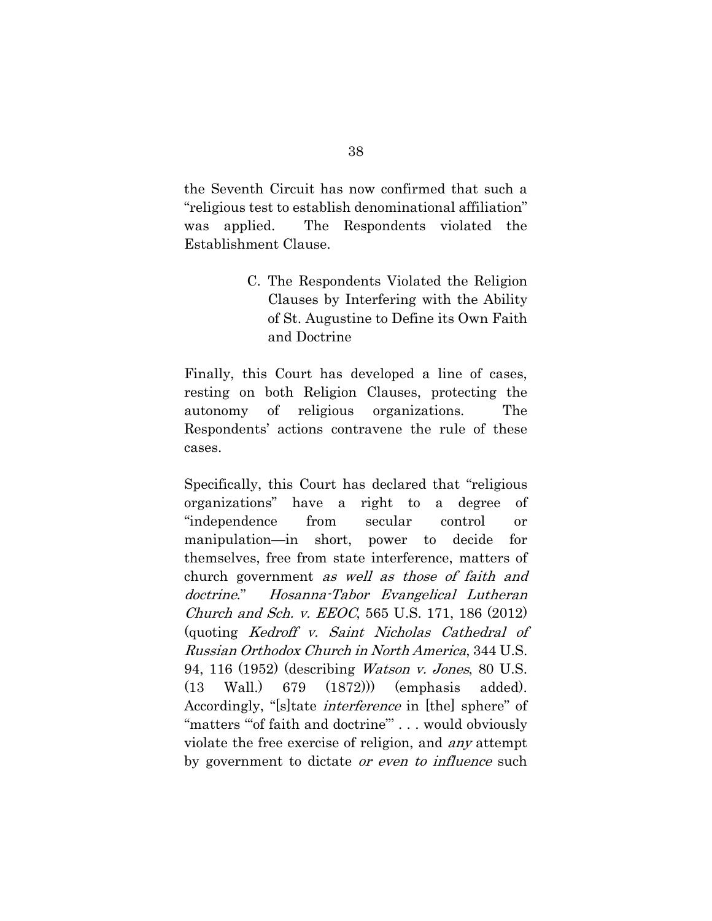the Seventh Circuit has now confirmed that such a "religious test to establish denominational affiliation" was applied. The Respondents violated the Establishment Clause.

### C. The Respondents Violated the Religion Clauses by Interfering with the Ability of St. Augustine to Define its Own Faith and Doctrine

Finally, this Court has developed a line of cases, resting on both Religion Clauses, protecting the autonomy of religious organizations. The Respondents' actions contravene the rule of these cases.

Specifically, this Court has declared that "religious organizations" have a right to a degree of "independence from secular control or manipulation—in short, power to decide for themselves, free from state interference, matters of church government *as well as those of faith and doctrine*." *Hosanna-Tabor Evangelical Lutheran Church and Sch. v. EEOC*, 565 U.S. 171, 186 (2012) (quoting *Kedroff v. Saint Nicholas Cathedral of Russian Orthodox Church in North America*, 344 U.S. 94, 116 (1952) (describing *Watson v. Jones*, 80 U.S. (13 Wall.) 679 (1872))) (emphasis added). Accordingly, "[s]tate *interference* in [the] sphere" of "matters '"of faith and doctrine"' . . . would obviously violate the free exercise of religion, and *any* attempt by government to dictate *or even to influence* such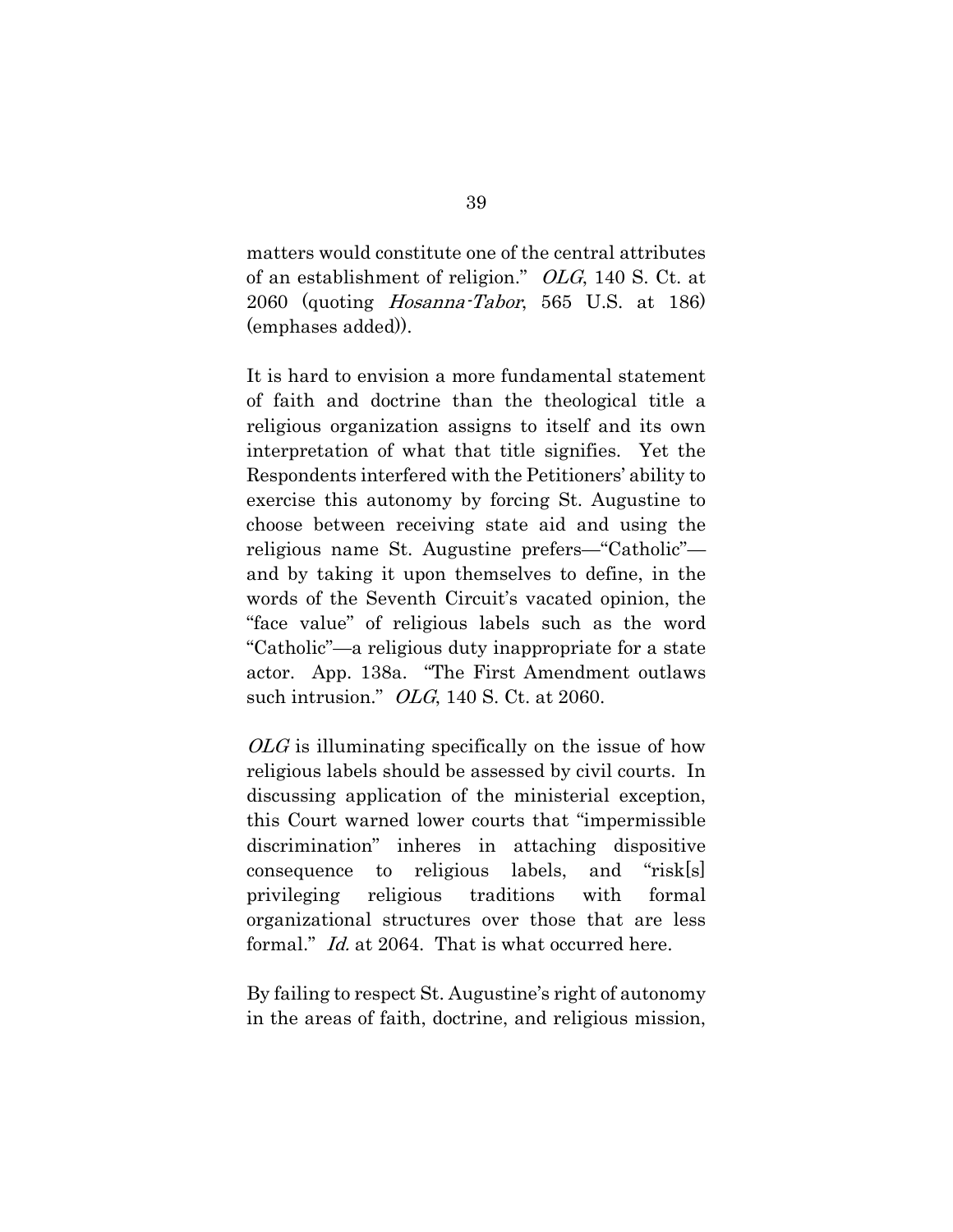matters would constitute one of the central attributes of an establishment of religion." *OLG*, 140 S. Ct. at 2060 (quoting *Hosanna-Tabor*, 565 U.S. at 186) (emphases added)).

It is hard to envision a more fundamental statement of faith and doctrine than the theological title a religious organization assigns to itself and its own interpretation of what that title signifies. Yet the Respondents interfered with the Petitioners' ability to exercise this autonomy by forcing St. Augustine to choose between receiving state aid and using the religious name St. Augustine prefers—"Catholic"—and by taking it upon themselves to define, in the words of the Seventh Circuit's vacated opinion, the "face value" of religious labels such as the word "Catholic"—a religious duty inappropriate for a state actor. App. 138a. "The First Amendment outlaws such intrusion." *OLG*, 140 S. Ct. at 2060.

*OLG* is illuminating specifically on the issue of how religious labels should be assessed by civil courts. In discussing application of the ministerial exception, this Court warned lower courts that "impermissible discrimination" inheres in attaching dispositive consequence to religious labels, and "risk[s] privileging religious traditions with formal organizational structures over those that are less formal." *Id.* at 2064. That is what occurred here.

By failing to respect St. Augustine's right of autonomy in the areas of faith, doctrine, and religious mission,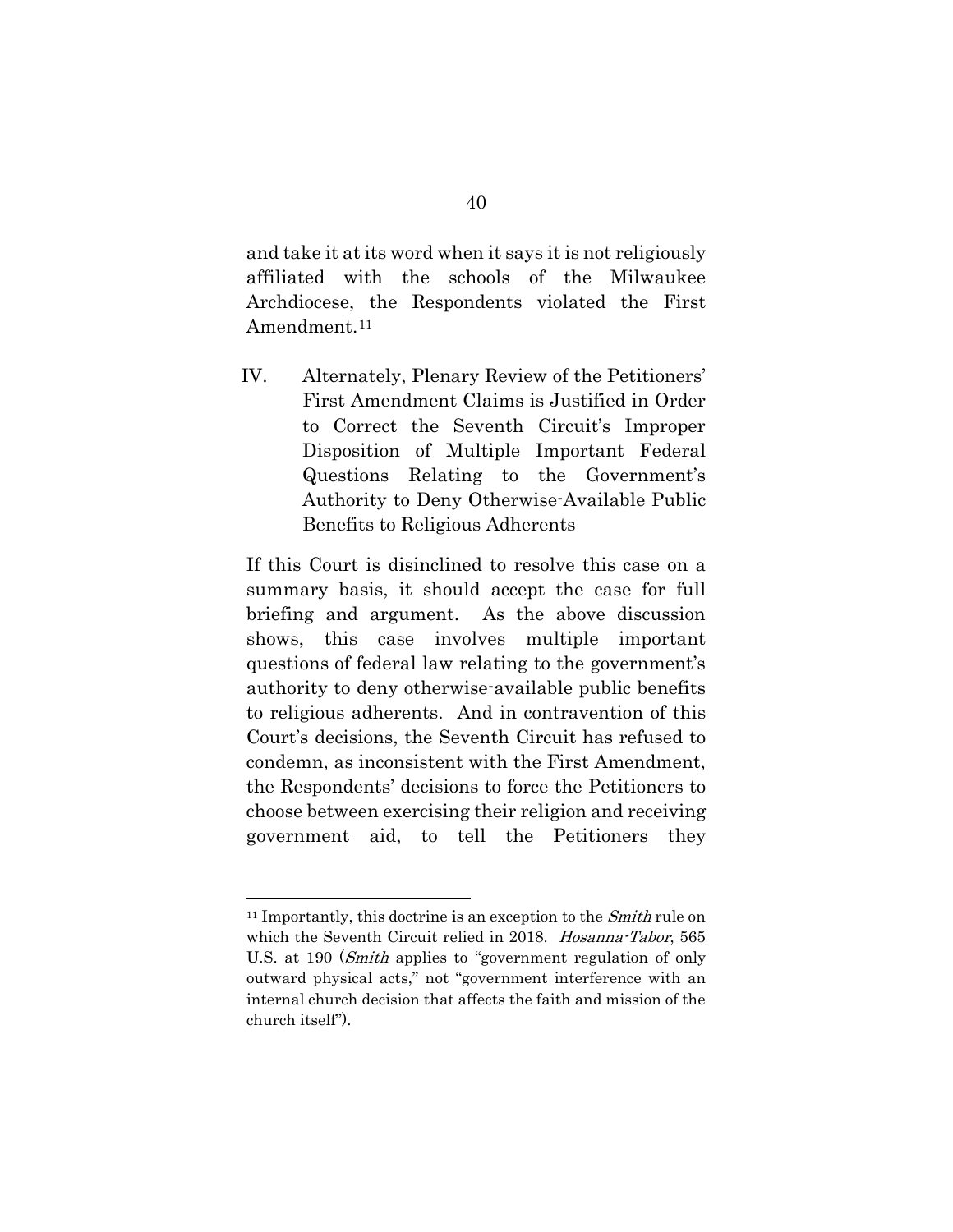and take it at its word when it says it is not religiously affiliated with the schools of the Milwaukee Archdiocese, the Respondents violated the First Amendment.[11]

## IV. Alternately, Plenary Review of the Petitioners' First Amendment Claims is Justified in Order to Correct the Seventh Circuit's Improper Disposition of Multiple Important Federal Questions Relating to the Government's Authority to Deny Otherwise-Available Public Benefits to Religious Adherents

If this Court is disinclined to resolve this case on a summary basis, it should accept the case for full briefing and argument. As the above discussion shows, this case involves multiple important questions of federal law relating to the government's authority to deny otherwise-available public benefits to religious adherents. And in contravention of this Court's decisions, the Seventh Circuit has refused to condemn, as inconsistent with the First Amendment, the Respondents' decisions to force the Petitioners to choose between exercising their religion and receiving government aid, to tell the Petitioners they

---

[11] Importantly, this doctrine is an exception to the *Smith* rule on which the Seventh Circuit relied in 2018. *Hosanna-Tabor*, 565 U.S. at 190 (*Smith* applies to "government regulation of only outward physical acts," not "government interference with an internal church decision that affects the faith and mission of the church itself").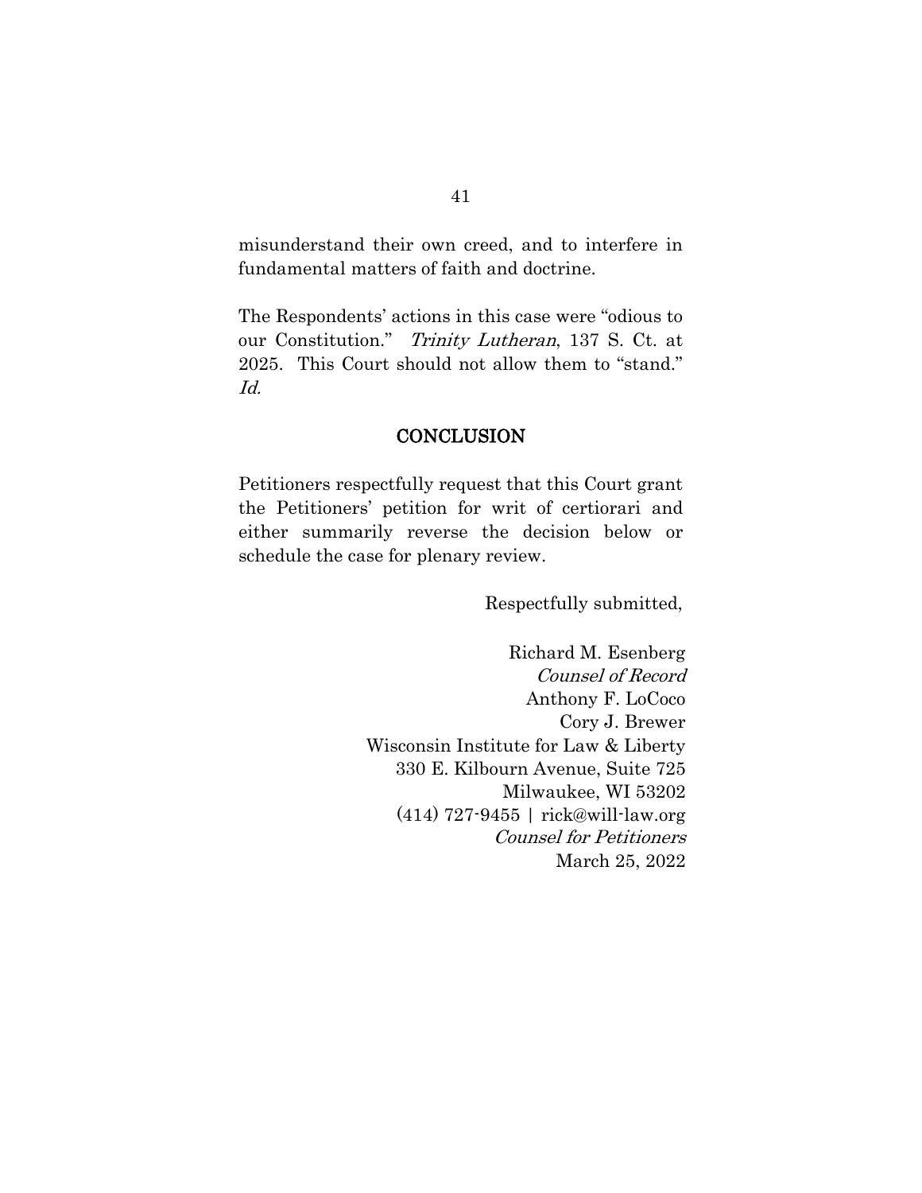misunderstand their own creed, and to interfere in fundamental matters of faith and doctrine.

The Respondents' actions in this case were "odious to our Constitution." *Trinity Lutheran*, 137 S. Ct. at 2025. This Court should not allow them to "stand." *Id.*

## CONCLUSION

Petitioners respectfully request that this Court grant the Petitioners' petition for writ of certiorari and either summarily reverse the decision below or schedule the case for plenary review.

Respectfully submitted,

Richard M. Esenberg
*Counsel of Record*
Anthony F. LoCoco
Cory J. Brewer
Wisconsin Institute for Law & Liberty
330 E. Kilbourn Avenue, Suite 725
Milwaukee, WI 53202
(414) 727-9455 | rick@will-law.org
*Counsel for Petitioners*
March 25, 2022